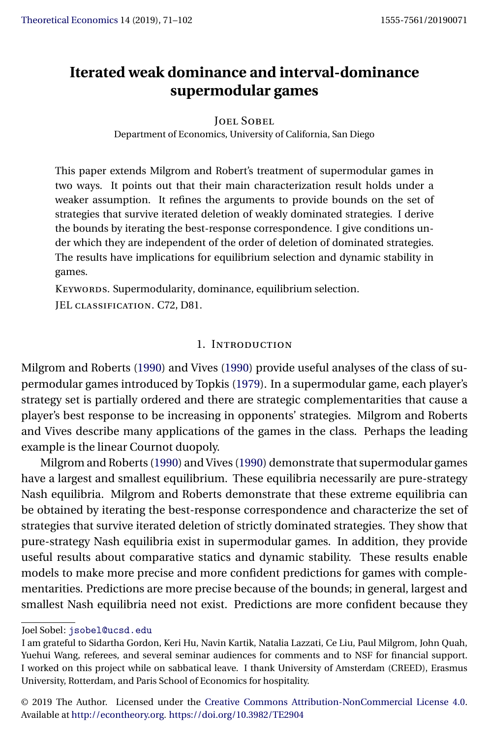# Iterated weak dominance and interval-dominance supermodular games

Joel Sobel
Department of Economics, University of California, San Diego

This paper extends Milgrom and Robert's treatment of supermodular games in two ways. It points out that their main characterization result holds under a weaker assumption. It refines the arguments to provide bounds on the set of strategies that survive iterated deletion of weakly dominated strategies. I derive the bounds by iterating the best-response correspondence. I give conditions under which they are independent of the order of deletion of dominated strategies. The results have implications for equilibrium selection and dynamic stability in games.

Keywords. Supermodularity, dominance, equilibrium selection.

JEL classification. C72, D81.

## 1. Introduction

Milgrom and Roberts (1990) and Vives (1990) provide useful analyses of the class of supermodular games introduced by Topkis (1979). In a supermodular game, each player's strategy set is partially ordered and there are strategic complementarities that cause a player's best response to be increasing in opponents' strategies. Milgrom and Roberts and Vives describe many applications of the games in the class. Perhaps the leading example is the linear Cournot duopoly.

Milgrom and Roberts (1990) and Vives (1990) demonstrate that supermodular games have a largest and smallest equilibrium. These equilibria necessarily are pure-strategy Nash equilibria. Milgrom and Roberts demonstrate that these extreme equilibria can be obtained by iterating the best-response correspondence and characterize the set of strategies that survive iterated deletion of strictly dominated strategies. They show that pure-strategy Nash equilibria exist in supermodular games. In addition, they provide useful results about comparative statics and dynamic stability. These results enable models to make more precise and more confident predictions for games with complementarities. Predictions are more precise because of the bounds; in general, largest and smallest Nash equilibria need not exist. Predictions are more confident because they

Joel Sobel: jsobel@ucsd.edu

I am grateful to Sidartha Gordon, Keri Hu, Navin Kartik, Natalia Lazzati, Ce Liu, Paul Milgrom, John Quah, Yuehui Wang, referees, and several seminar audiences for comments and to NSF for financial support. I worked on this project while on sabbatical leave. I thank University of Amsterdam (CREED), Erasmus University, Rotterdam, and Paris School of Economics for hospitality.

© 2019 The Author. Licensed under the Creative Commons Attribution-NonCommercial License 4.0. Available at http://econtheory.org. https://doi.org/10.3982/TE2904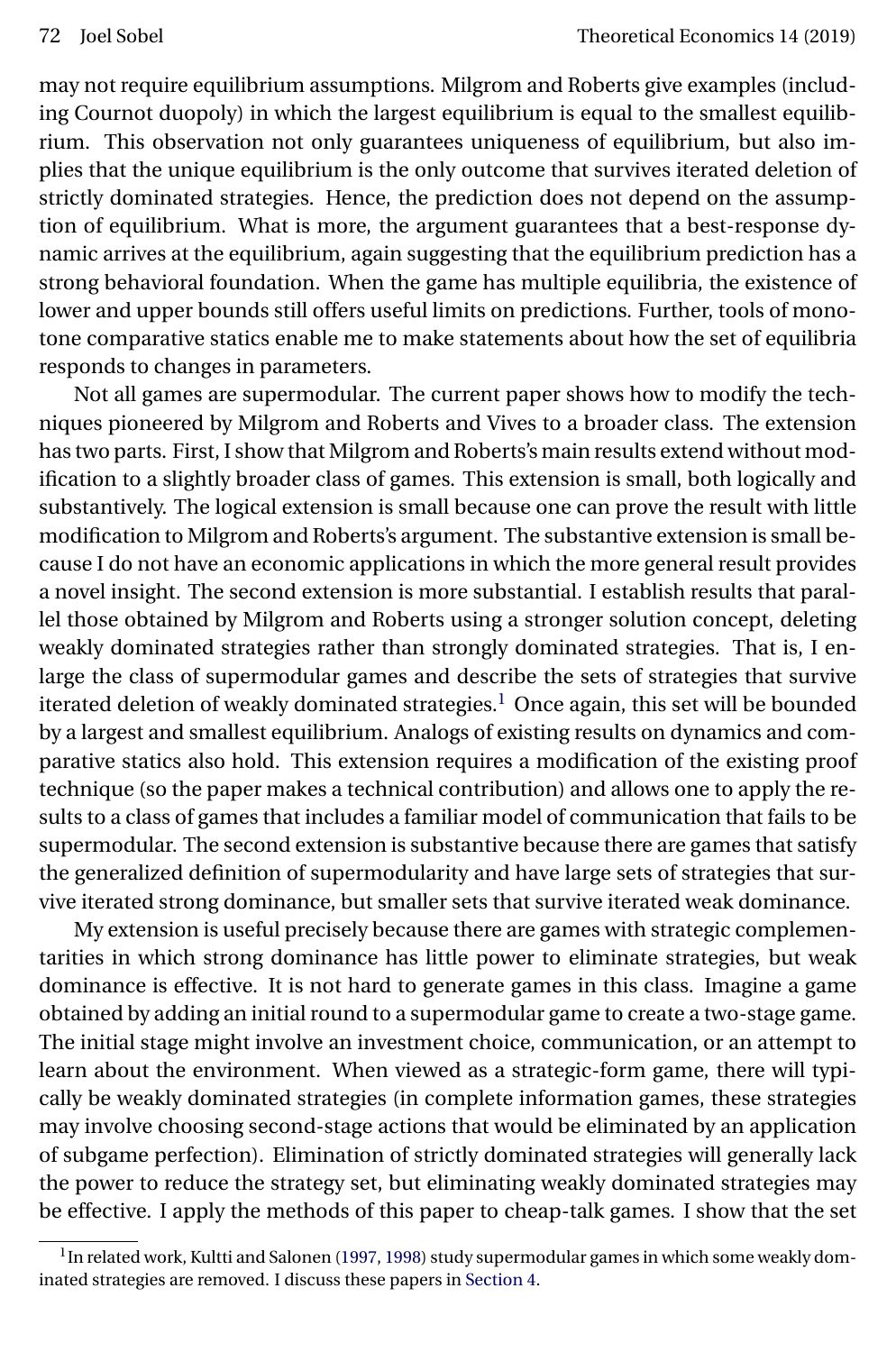may not require equilibrium assumptions. Milgrom and Roberts give examples (including Cournot duopoly) in which the largest equilibrium is equal to the smallest equilibrium. This observation not only guarantees uniqueness of equilibrium, but also implies that the unique equilibrium is the only outcome that survives iterated deletion of strictly dominated strategies. Hence, the prediction does not depend on the assumption of equilibrium. What is more, the argument guarantees that a best-response dynamic arrives at the equilibrium, again suggesting that the equilibrium prediction has a strong behavioral foundation. When the game has multiple equilibria, the existence of lower and upper bounds still offers useful limits on predictions. Further, tools of monotone comparative statics enable me to make statements about how the set of equilibria responds to changes in parameters.

Not all games are supermodular. The current paper shows how to modify the techniques pioneered by Milgrom and Roberts and Vives to a broader class. The extension has two parts. First, I show that Milgrom and Roberts's main results extend without modification to a slightly broader class of games. This extension is small, both logically and substantively. The logical extension is small because one can prove the result with little modification to Milgrom and Roberts's argument. The substantive extension is small because I do not have an economic applications in which the more general result provides a novel insight. The second extension is more substantial. I establish results that parallel those obtained by Milgrom and Roberts using a stronger solution concept, deleting weakly dominated strategies rather than strongly dominated strategies. That is, I enlarge the class of supermodular games and describe the sets of strategies that survive iterated deletion of weakly dominated strategies.[1] Once again, this set will be bounded by a largest and smallest equilibrium. Analogs of existing results on dynamics and comparative statics also hold. This extension requires a modification of the existing proof technique (so the paper makes a technical contribution) and allows one to apply the results to a class of games that includes a familiar model of communication that fails to be supermodular. The second extension is substantive because there are games that satisfy the generalized definition of supermodularity and have large sets of strategies that survive iterated strong dominance, but smaller sets that survive iterated weak dominance.

My extension is useful precisely because there are games with strategic complementarities in which strong dominance has little power to eliminate strategies, but weak dominance is effective. It is not hard to generate games in this class. Imagine a game obtained by adding an initial round to a supermodular game to create a two-stage game. The initial stage might involve an investment choice, communication, or an attempt to learn about the environment. When viewed as a strategic-form game, there will typically be weakly dominated strategies (in complete information games, these strategies may involve choosing second-stage actions that would be eliminated by an application of subgame perfection). Elimination of strictly dominated strategies will generally lack the power to reduce the strategy set, but eliminating weakly dominated strategies may be effective. I apply the methods of this paper to cheap-talk games. I show that the set

[1] In related work, Kultti and Salonen (1997, 1998) study supermodular games in which some weakly dominated strategies are removed. I discuss these papers in Section 4.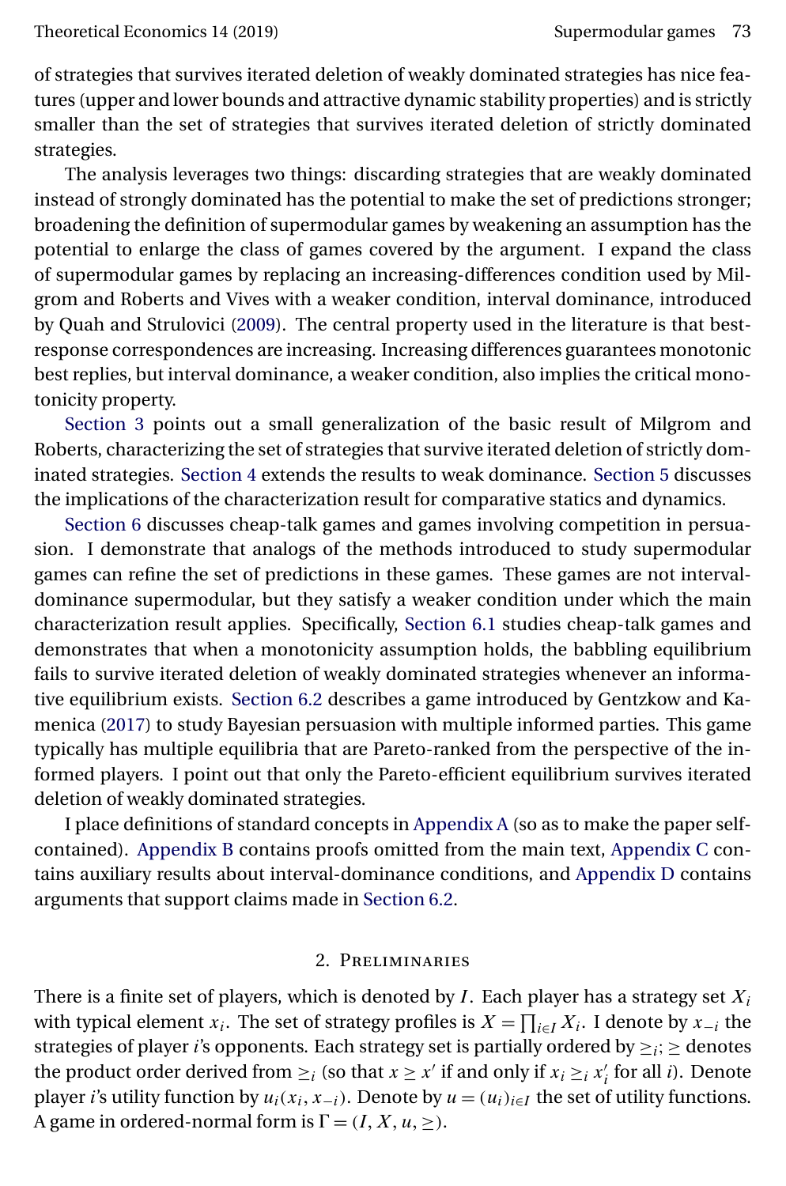of strategies that survives iterated deletion of weakly dominated strategies has nice features (upper and lower bounds and attractive dynamic stability properties) and is strictly smaller than the set of strategies that survives iterated deletion of strictly dominated strategies.

The analysis leverages two things: discarding strategies that are weakly dominated instead of strongly dominated has the potential to make the set of predictions stronger; broadening the definition of supermodular games by weakening an assumption has the potential to enlarge the class of games covered by the argument. I expand the class of supermodular games by replacing an increasing-differences condition used by Milgrom and Roberts and Vives with a weaker condition, interval dominance, introduced by Quah and Strulovici (2009). The central property used in the literature is that best-response correspondences are increasing. Increasing differences guarantees monotonic best replies, but interval dominance, a weaker condition, also implies the critical monotonicity property.

Section 3 points out a small generalization of the basic result of Milgrom and Roberts, characterizing the set of strategies that survive iterated deletion of strictly dominated strategies. Section 4 extends the results to weak dominance. Section 5 discusses the implications of the characterization result for comparative statics and dynamics.

Section 6 discusses cheap-talk games and games involving competition in persuasion. I demonstrate that analogs of the methods introduced to study supermodular games can refine the set of predictions in these games. These games are not interval-dominance supermodular, but they satisfy a weaker condition under which the main characterization result applies. Specifically, Section 6.1 studies cheap-talk games and demonstrates that when a monotonicity assumption holds, the babbling equilibrium fails to survive iterated deletion of weakly dominated strategies whenever an informative equilibrium exists. Section 6.2 describes a game introduced by Gentzkow and Kamenica (2017) to study Bayesian persuasion with multiple informed parties. This game typically has multiple equilibria that are Pareto-ranked from the perspective of the informed players. I point out that only the Pareto-efficient equilibrium survives iterated deletion of weakly dominated strategies.

I place definitions of standard concepts in Appendix A (so as to make the paper self-contained). Appendix B contains proofs omitted from the main text, Appendix C contains auxiliary results about interval-dominance conditions, and Appendix D contains arguments that support claims made in Section 6.2.

## 2. Preliminaries

There is a finite set of players, which is denoted by $I$. Each player has a strategy set $X_i$ with typical element $x_i$. The set of strategy profiles is $X = \prod_{i \in I} X_i$. I denote by $x_{-i}$ the strategies of player $i$'s opponents. Each strategy set is partially ordered by $\geq_i$; $\geq$ denotes the product order derived from $\geq_i$ (so that $x \geq x'$ if and only if $x_i \geq_i x_i'$ for all $i$). Denote player $i$'s utility function by $u_i(x_i, x_{-i})$. Denote by $u = (u_i)_{i \in I}$ the set of utility functions. A game in ordered-normal form is $\Gamma = (I, X, u, \geq)$.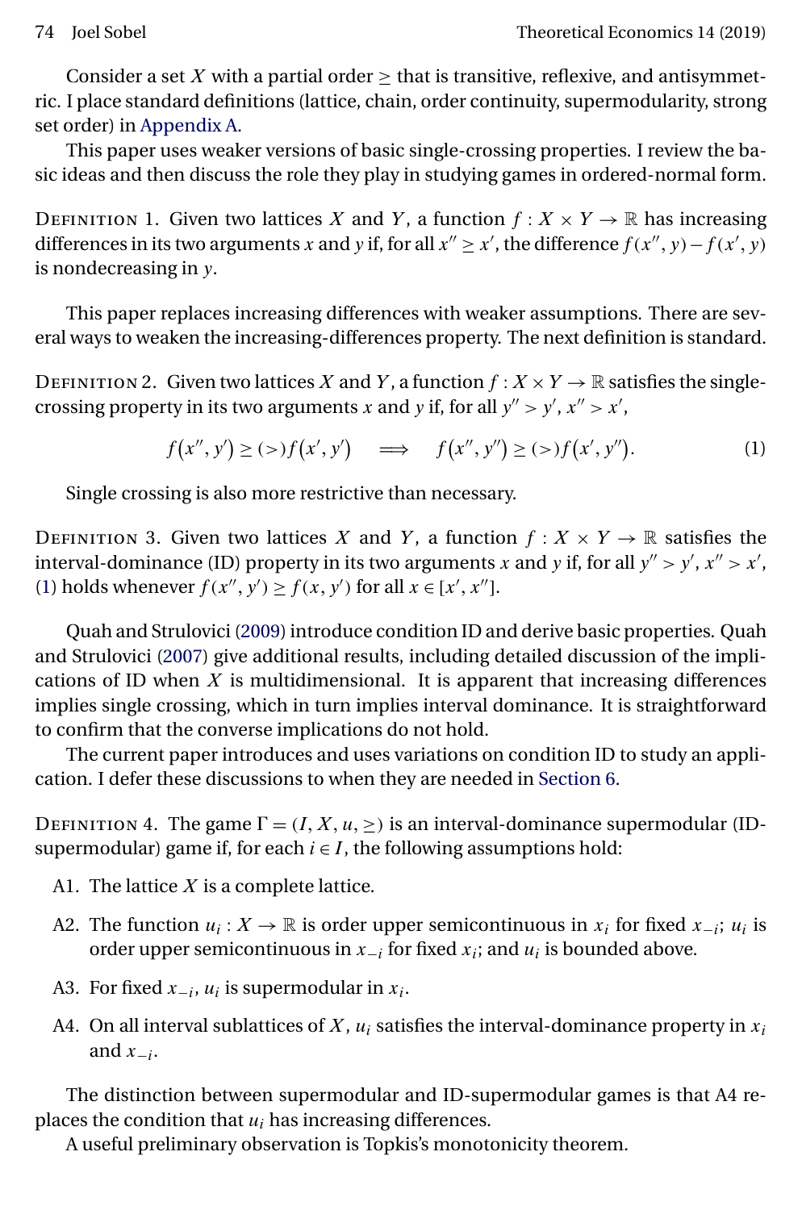Consider a set $X$ with a partial order $\geq$ that is transitive, reflexive, and antisymmetric. I place standard definitions (lattice, chain, order continuity, supermodularity, strong set order) in Appendix A.

This paper uses weaker versions of basic single-crossing properties. I review the basic ideas and then discuss the role they play in studying games in ordered-normal form.

Definition 1. Given two lattices $X$ and $Y$, a function $f : X \times Y \to \mathbb{R}$ has increasing differences in its two arguments $x$ and $y$ if, for all $x'' \geq x'$, the difference $f(x'', y) - f(x', y)$ is nondecreasing in $y$.

This paper replaces increasing differences with weaker assumptions. There are several ways to weaken the increasing-differences property. The next definition is standard.

Definition 2. Given two lattices $X$ and $Y$, a function $f : X \times Y \to \mathbb{R}$ satisfies the single-crossing property in its two arguments $x$ and $y$ if, for all $y'' > y'$, $x'' > x'$,

$$f(x'', y') \geq (>) f(x', y') \quad \Longrightarrow \quad f(x'', y'') \geq (>) f(x', y''). \tag{1}$$

Single crossing is also more restrictive than necessary.

Definition 3. Given two lattices $X$ and $Y$, a function $f : X \times Y \to \mathbb{R}$ satisfies the interval-dominance (ID) property in its two arguments $x$ and $y$ if, for all $y'' > y'$, $x'' > x'$, (1) holds whenever $f(x'', y') \geq f(x, y')$ for all $x \in [x', x'']$.

Quah and Strulovici (2009) introduce condition ID and derive basic properties. Quah and Strulovici (2007) give additional results, including detailed discussion of the implications of ID when $X$ is multidimensional. It is apparent that increasing differences implies single crossing, which in turn implies interval dominance. It is straightforward to confirm that the converse implications do not hold.

The current paper introduces and uses variations on condition ID to study an application. I defer these discussions to when they are needed in Section 6.

Definition 4. The game $\Gamma = (I, X, u, \geq)$ is an interval-dominance supermodular (ID-supermodular) game if, for each $i \in I$, the following assumptions hold:

- A1. The lattice $X$ is a complete lattice.
- A2. The function $u_i : X \to \mathbb{R}$ is order upper semicontinuous in $x_i$ for fixed $x_{-i}$; $u_i$ is order upper semicontinuous in $x_{-i}$ for fixed $x_i$; and $u_i$ is bounded above.
- A3. For fixed $x_{-i}$, $u_i$ is supermodular in $x_i$.
- A4. On all interval sublattices of $X$, $u_i$ satisfies the interval-dominance property in $x_i$ and $x_{-i}$.

The distinction between supermodular and ID-supermodular games is that A4 replaces the condition that $u_i$ has increasing differences.

A useful preliminary observation is Topkis's monotonicity theorem.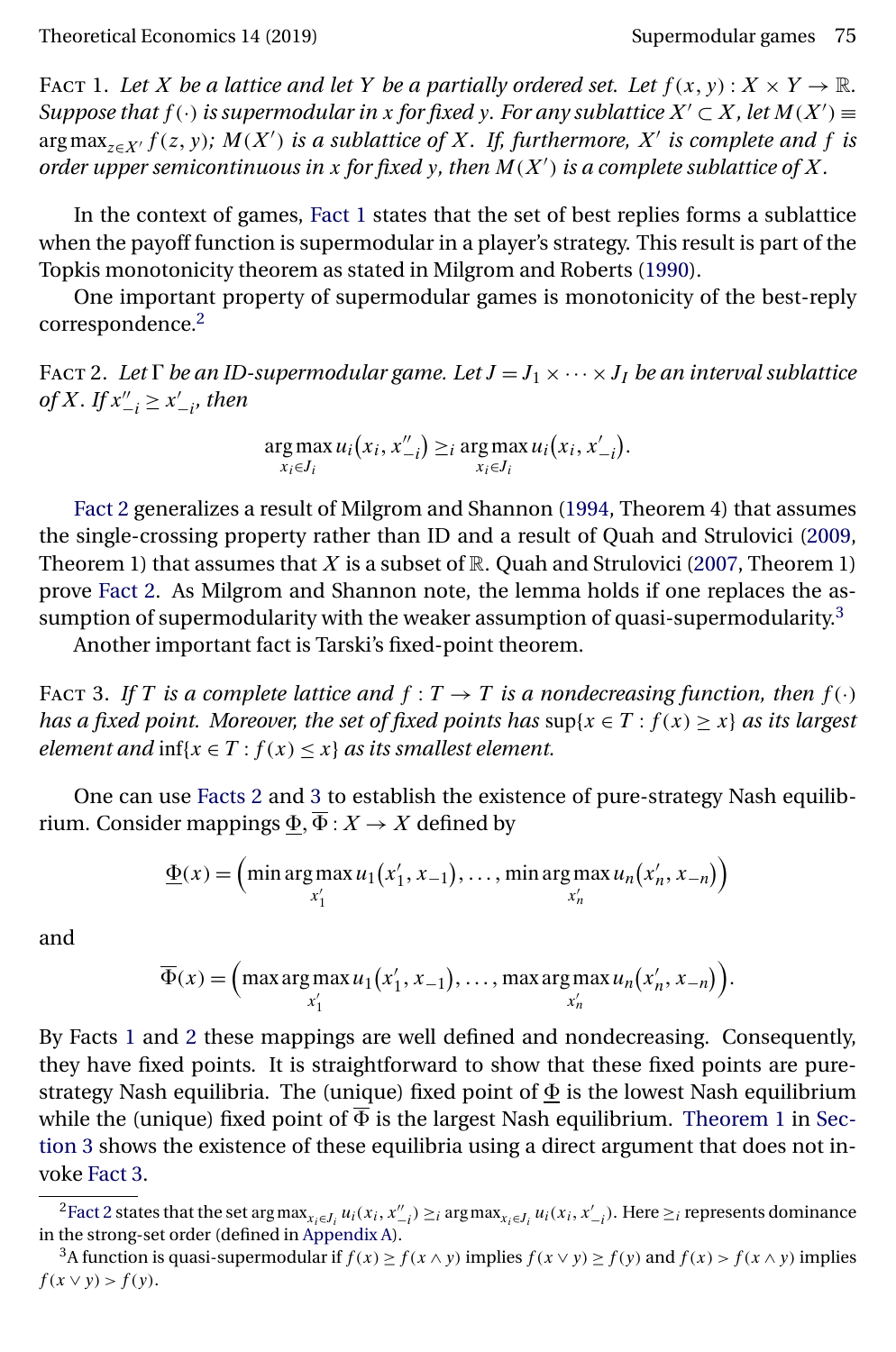Fact 1. *Let $X$ be a lattice and let $Y$ be a partially ordered set. Let $f(x, y) : X \times Y \to \mathbb{R}$. Suppose that $f(\cdot)$ is supermodular in $x$ for fixed $y$. For any sublattice $X' \subset X$, let $M(X') \equiv \arg\max_{z \in X'} f(z, y)$; $M(X')$ is a sublattice of $X$. If, furthermore, $X'$ is complete and $f$ is order upper semicontinuous in $x$ for fixed $y$, then $M(X')$ is a complete sublattice of $X$.*

In the context of games, Fact 1 states that the set of best replies forms a sublattice when the payoff function is supermodular in a player's strategy. This result is part of the Topkis monotonicity theorem as stated in Milgrom and Roberts (1990).

One important property of supermodular games is monotonicity of the best-reply correspondence.[2]

Fact 2. *Let $\Gamma$ be an ID-supermodular game. Let $J = J_1 \times \cdots \times J_I$ be an interval sublattice of $X$. If $x''_{-i} \geq x'_{-i}$, then*

$$\arg\max_{x_i \in J_i} u_i(x_i, x''_{-i}) \geq_i \arg\max_{x_i \in J_i} u_i(x_i, x'_{-i}).$$

Fact 2 generalizes a result of Milgrom and Shannon (1994, Theorem 4) that assumes the single-crossing property rather than ID and a result of Quah and Strulovici (2009, Theorem 1) that assumes that $X$ is a subset of $\mathbb{R}$. Quah and Strulovici (2007, Theorem 1) prove Fact 2. As Milgrom and Shannon note, the lemma holds if one replaces the assumption of supermodularity with the weaker assumption of quasi-supermodularity.[3]

Another important fact is Tarski's fixed-point theorem.

Fact 3. *If $T$ is a complete lattice and $f : T \to T$ is a nondecreasing function, then $f(\cdot)$ has a fixed point. Moreover, the set of fixed points has $\sup\{x \in T : f(x) \geq x\}$ as its largest element and $\inf\{x \in T : f(x) \leq x\}$ as its smallest element.*

One can use Facts 2 and 3 to establish the existence of pure-strategy Nash equilibrium. Consider mappings $\underline{\Phi}, \overline{\Phi} : X \to X$ defined by

$$\underline{\Phi}(x) = \Big(\min \arg\max_{x'_1} u_1(x'_1, x_{-1}), \dots, \min \arg\max_{x'_n} u_n(x'_n, x_{-n})\Big)$$

and

$$\overline{\Phi}(x) = \Big(\max \arg\max_{x'_1} u_1(x'_1, x_{-1}), \dots, \max \arg\max_{x'_n} u_n(x'_n, x_{-n})\Big).$$

By Facts 1 and 2 these mappings are well defined and nondecreasing. Consequently, they have fixed points. It is straightforward to show that these fixed points are pure-strategy Nash equilibria. The (unique) fixed point of $\underline{\Phi}$ is the lowest Nash equilibrium while the (unique) fixed point of $\overline{\Phi}$ is the largest Nash equilibrium. Theorem 1 in Section 3 shows the existence of these equilibria using a direct argument that does not invoke Fact 3.

---

[2] Fact 2 states that the set $\arg\max_{x_i \in J_i} u_i(x_i, x''_{-i}) \geq_i \arg\max_{x_i \in J_i} u_i(x_i, x'_{-i})$. Here $\geq_i$ represents dominance in the strong-set order (defined in Appendix A).

[3] A function is quasi-supermodular if $f(x) \geq f(x \wedge y)$ implies $f(x \vee y) \geq f(y)$ and $f(x) > f(x \wedge y)$ implies $f(x \vee y) > f(y)$.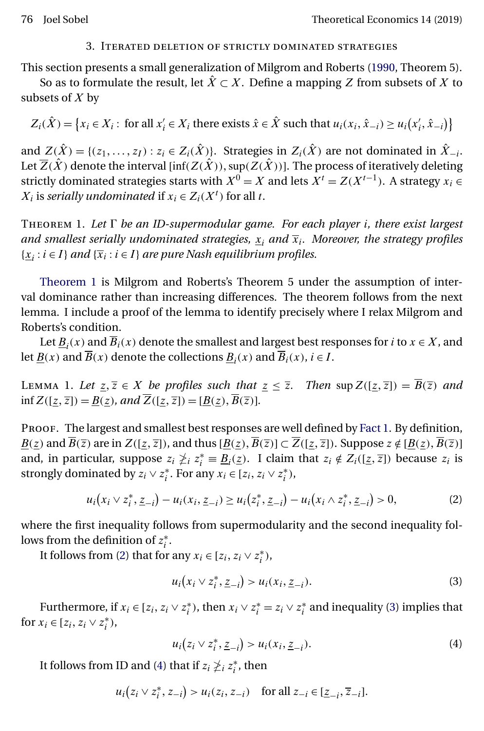## 3. Iterated deletion of strictly dominated strategies

This section presents a small generalization of Milgrom and Roberts (1990, Theorem 5).

So as to formulate the result, let $\hat{X} \subset X$. Define a mapping $Z$ from subsets of $X$ to subsets of $X$ by

$$Z_i(\hat{X}) = \{x_i \in X_i : \text{ for all } x_i' \in X_i \text{ there exists } \hat{x} \in \hat{X} \text{ such that } u_i(x_i, \hat{x}_{-i}) \geq u_i(x_i', \hat{x}_{-i})\}$$

and $Z(\hat{X}) = \{(z_1, \ldots, z_I) : z_i \in Z_i(\hat{X})\}$. Strategies in $Z_i(\hat{X})$ are not dominated in $\hat{X}_{-i}$. Let $\overline{Z}(\hat{X})$ denote the interval $[\inf(Z(\hat{X})), \sup(Z(\hat{X}))]$. The process of iteratively deleting strictly dominated strategies starts with $X^0 = X$ and lets $X^t = Z(X^{t-1})$. A strategy $x_i \in X_i$ is *serially undominated* if $x_i \in Z_i(X^t)$ for all $t$.

**Theorem 1.** *Let $\Gamma$ be an ID-supermodular game. For each player $i$, there exist largest and smallest serially undominated strategies, $\underline{x}_i$ and $\overline{x}_i$. Moreover, the strategy profiles $\{\underline{x}_i : i \in I\}$ and $\{\overline{x}_i : i \in I\}$ are pure Nash equilibrium profiles.*

Theorem 1 is Milgrom and Roberts's Theorem 5 under the assumption of interval dominance rather than increasing differences. The theorem follows from the next lemma. I include a proof of the lemma to identify precisely where I relax Milgrom and Roberts's condition.

Let $\underline{B}_i(x)$ and $\overline{B}_i(x)$ denote the smallest and largest best responses for $i$ to $x \in X$, and let $\underline{B}(x)$ and $\overline{B}(x)$ denote the collections $\underline{B}_i(x)$ and $\overline{B}_i(x)$, $i \in I$.

**Lemma 1.** *Let $\underline{z}, \overline{z} \in X$ be profiles such that $\underline{z} \leq \overline{z}$. Then $\sup Z([\underline{z}, \overline{z}]) = \overline{B}(\overline{z})$ and $\inf Z([\underline{z}, \overline{z}]) = \underline{B}(\underline{z})$, and $\overline{Z}([\underline{z}, \overline{z}]) = [\underline{B}(\underline{z}), \overline{B}(\overline{z})]$.*

Proof. The largest and smallest best responses are well defined by Fact 1. By definition, $\underline{B}(\underline{z})$ and $\overline{B}(\overline{z})$ are in $Z([\underline{z}, \overline{z}])$, and thus $[\underline{B}(\underline{z}), \overline{B}(\overline{z})] \subset \overline{Z}([\underline{z}, \overline{z}])$. Suppose $z \notin [\underline{B}(\underline{z}), \overline{B}(\overline{z})]$ and, in particular, suppose $z_i \not\geq_i z_i^* \equiv \underline{B}_i(\underline{z})$. I claim that $z_i \notin Z_i([\underline{z}, \overline{z}])$ because $z_i$ is strongly dominated by $z_i \vee z_i^*$. For any $x_i \in [z_i, z_i \vee z_i^*)$,

$$u_i(x_i \vee z_i^*, \underline{z}_{-i}) - u_i(x_i, \underline{z}_{-i}) \geq u_i(z_i^*, \underline{z}_{-i}) - u_i(x_i \wedge z_i^*, \underline{z}_{-i}) > 0, \tag{2}$$

where the first inequality follows from supermodularity and the second inequality follows from the definition of $z_i^*$.

It follows from (2) that for any $x_i \in [z_i, z_i \vee z_i^*)$,

$$u_i(x_i \vee z_i^*, \underline{z}_{-i}) > u_i(x_i, \underline{z}_{-i}). \tag{3}$$

Furthermore, if $x_i \in [z_i, z_i \vee z_i^*)$, then $x_i \vee z_i^* = z_i \vee z_i^*$ and inequality (3) implies that for $x_i \in [z_i, z_i \vee z_i^*)$,

$$u_i(z_i \vee z_i^*, \underline{z}_{-i}) > u_i(x_i, \underline{z}_{-i}). \tag{4}$$

It follows from ID and (4) that if $z_i \not\geq_i z_i^*$, then

$$u_i(z_i \vee z_i^*, z_{-i}) > u_i(z_i, z_{-i}) \quad \text{for all } z_{-i} \in [\underline{z}_{-i}, \overline{z}_{-i}].$$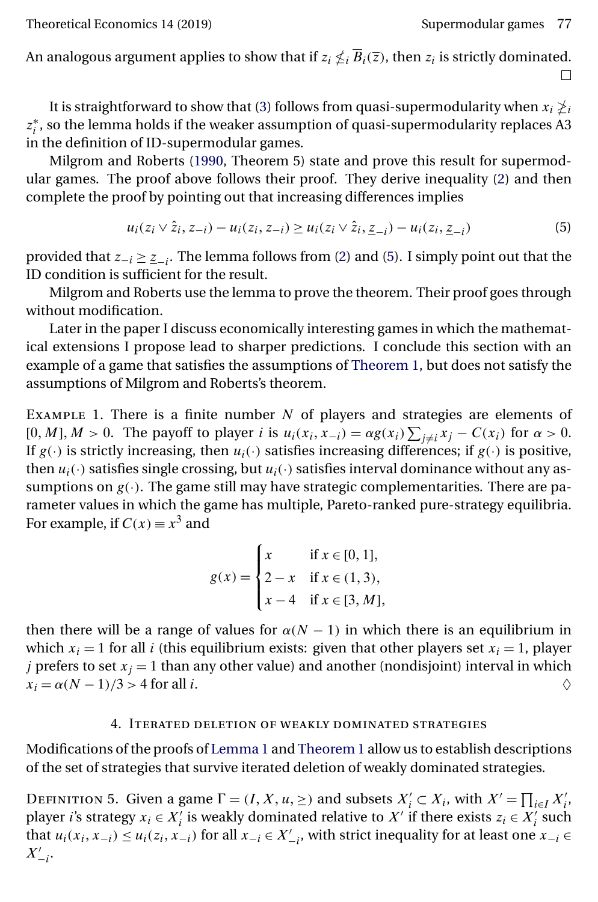An analogous argument applies to show that if $z_i \not\leq_i \overline{B}_i(\overline{z})$, then $z_i$ is strictly dominated. □

It is straightforward to show that (3) follows from quasi-supermodularity when $x_i \not\geq_i z_i^*$, so the lemma holds if the weaker assumption of quasi-supermodularity replaces A3 in the definition of ID-supermodular games.

Milgrom and Roberts (1990, Theorem 5) state and prove this result for supermodular games. The proof above follows their proof. They derive inequality (2) and then complete the proof by pointing out that increasing differences implies

$$u_i(z_i \vee \hat{z}_i, z_{-i}) - u_i(z_i, z_{-i}) \geq u_i(z_i \vee \hat{z}_i, \underline{z}_{-i}) - u_i(z_i, \underline{z}_{-i}) \tag{5}$$

provided that $z_{-i} \geq \underline{z}_{-i}$. The lemma follows from (2) and (5). I simply point out that the ID condition is sufficient for the result.

Milgrom and Roberts use the lemma to prove the theorem. Their proof goes through without modification.

Later in the paper I discuss economically interesting games in which the mathematical extensions I propose lead to sharper predictions. I conclude this section with an example of a game that satisfies the assumptions of Theorem 1, but does not satisfy the assumptions of Milgrom and Roberts's theorem.

Example 1. There is a finite number $N$ of players and strategies are elements of $[0, M]$, $M > 0$. The payoff to player $i$ is $u_i(x_i, x_{-i}) = \alpha g(x_i) \sum_{j \neq i} x_j - C(x_i)$ for $\alpha > 0$. If $g(\cdot)$ is strictly increasing, then $u_i(\cdot)$ satisfies increasing differences; if $g(\cdot)$ is positive, then $u_i(\cdot)$ satisfies single crossing, but $u_i(\cdot)$ satisfies interval dominance without any assumptions on $g(\cdot)$. The game still may have strategic complementarities. There are parameter values in which the game has multiple, Pareto-ranked pure-strategy equilibria. For example, if $C(x) \equiv x^3$ and

$$g(x) = \begin{cases} x & \text{if } x \in [0, 1], \\ 2 - x & \text{if } x \in (1, 3), \\ x - 4 & \text{if } x \in [3, M], \end{cases}$$

then there will be a range of values for $\alpha(N-1)$ in which there is an equilibrium in which $x_i = 1$ for all $i$ (this equilibrium exists: given that other players set $x_i = 1$, player $j$ prefers to set $x_j = 1$ than any other value) and another (nondisjoint) interval in which $x_i = \alpha(N-1)/3 > 4$ for all $i$. ◊

## 4. Iterated deletion of weakly dominated strategies

Modifications of the proofs of Lemma 1 and Theorem 1 allow us to establish descriptions of the set of strategies that survive iterated deletion of weakly dominated strategies.

Definition 5. Given a game $\Gamma = (I, X, u, \geq)$ and subsets $X_i' \subset X_i$, with $X' = \prod_{i \in I} X_i'$, player $i$'s strategy $x_i \in X_i'$ is weakly dominated relative to $X'$ if there exists $z_i \in X_i'$ such that $u_i(x_i, x_{-i}) \leq u_i(z_i, x_{-i})$ for all $x_{-i} \in X_{-i}'$, with strict inequality for at least one $x_{-i} \in X_{-i}'$.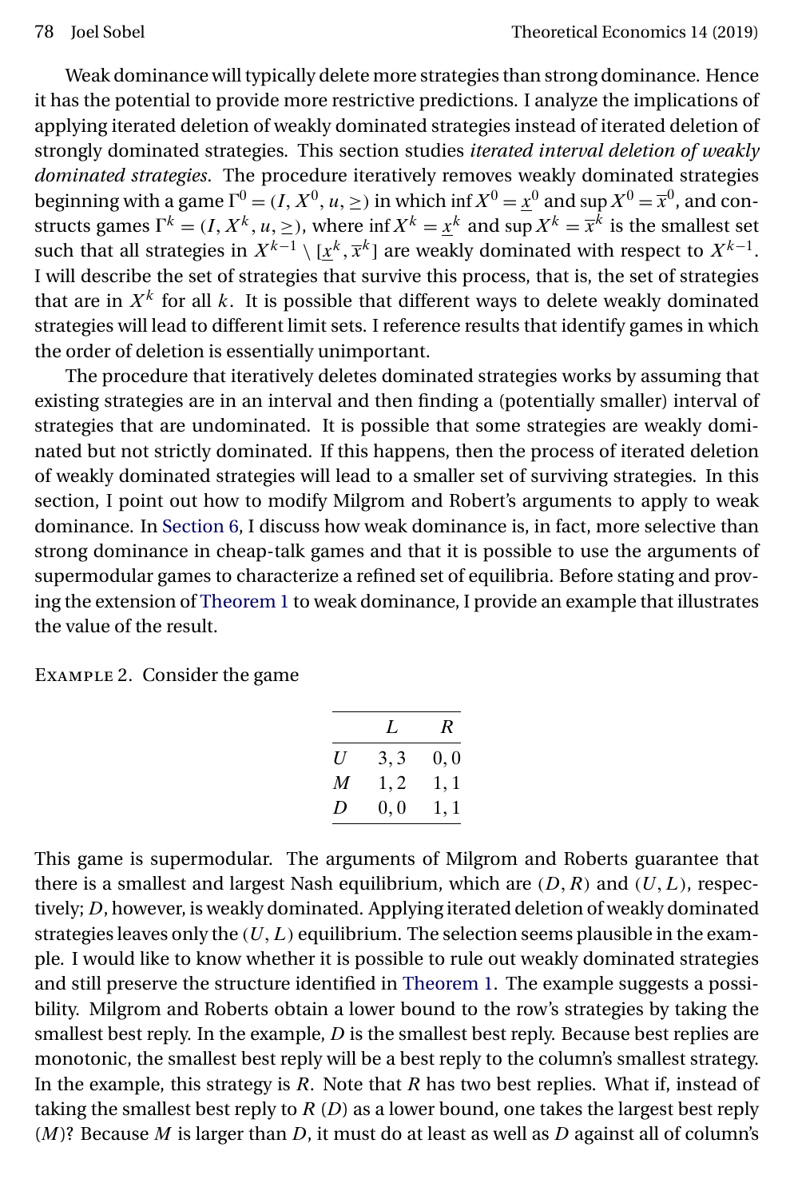Weak dominance will typically delete more strategies than strong dominance. Hence it has the potential to provide more restrictive predictions. I analyze the implications of applying iterated deletion of weakly dominated strategies instead of iterated deletion of strongly dominated strategies. This section studies *iterated interval deletion of weakly dominated strategies*. The procedure iteratively removes weakly dominated strategies beginning with a game $\Gamma^0 = (I, X^0, u, \geq)$ in which $\inf X^0 = \underline{x}^0$ and $\sup X^0 = \overline{x}^0$, and constructs games $\Gamma^k = (I, X^k, u, \geq)$, where $\inf X^k = \underline{x}^k$ and $\sup X^k = \overline{x}^k$ is the smallest set such that all strategies in $X^{k-1} \setminus [\underline{x}^k, \overline{x}^k]$ are weakly dominated with respect to $X^{k-1}$. I will describe the set of strategies that survive this process, that is, the set of strategies that are in $X^k$ for all $k$. It is possible that different ways to delete weakly dominated strategies will lead to different limit sets. I reference results that identify games in which the order of deletion is essentially unimportant.

The procedure that iteratively deletes dominated strategies works by assuming that existing strategies are in an interval and then finding a (potentially smaller) interval of strategies that are undominated. It is possible that some strategies are weakly dominated but not strictly dominated. If this happens, then the process of iterated deletion of weakly dominated strategies will lead to a smaller set of surviving strategies. In this section, I point out how to modify Milgrom and Robert's arguments to apply to weak dominance. In Section 6, I discuss how weak dominance is, in fact, more selective than strong dominance in cheap-talk games and that it is possible to use the arguments of supermodular games to characterize a refined set of equilibria. Before stating and proving the extension of Theorem 1 to weak dominance, I provide an example that illustrates the value of the result.

Example 2. Consider the game

| | $L$ | $R$ |
|---|---|---|
| $U$ | 3, 3 | 0, 0 |
| $M$ | 1, 2 | 1, 1 |
| $D$ | 0, 0 | 1, 1 |

This game is supermodular. The arguments of Milgrom and Roberts guarantee that there is a smallest and largest Nash equilibrium, which are $(D, R)$ and $(U, L)$, respectively; $D$, however, is weakly dominated. Applying iterated deletion of weakly dominated strategies leaves only the $(U, L)$ equilibrium. The selection seems plausible in the example. I would like to know whether it is possible to rule out weakly dominated strategies and still preserve the structure identified in Theorem 1. The example suggests a possibility. Milgrom and Roberts obtain a lower bound to the row's strategies by taking the smallest best reply. In the example, $D$ is the smallest best reply. Because best replies are monotonic, the smallest best reply will be a best reply to the column's smallest strategy. In the example, this strategy is $R$. Note that $R$ has two best replies. What if, instead of taking the smallest best reply to $R$ ($D$) as a lower bound, one takes the largest best reply ($M$)? Because $M$ is larger than $D$, it must do at least as well as $D$ against all of column's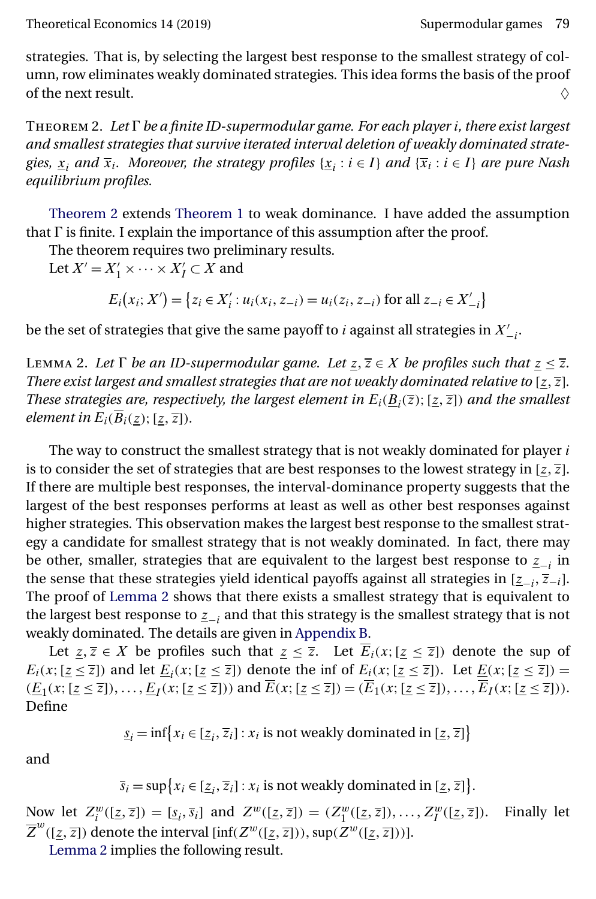strategies. That is, by selecting the largest best response to the smallest strategy of column, row eliminates weakly dominated strategies. This idea forms the basis of the proof of the next result. $\diamondsuit$

Theorem 2. *Let $\Gamma$ be a finite ID-supermodular game. For each player $i$, there exist largest and smallest strategies that survive iterated interval deletion of weakly dominated strategies, $\underline{x}_i$ and $\overline{x}_i$. Moreover, the strategy profiles $\{\underline{x}_i : i \in I\}$ and $\{\overline{x}_i : i \in I\}$ are pure Nash equilibrium profiles.*

Theorem 2 extends Theorem 1 to weak dominance. I have added the assumption that $\Gamma$ is finite. I explain the importance of this assumption after the proof.

The theorem requires two preliminary results.

Let $X' = X'_1 \times \cdots \times X'_I \subset X$ and

$$E_i\big(x_i; X'\big) = \big\{z_i \in X'_i : u_i(x_i, z_{-i}) = u_i(z_i, z_{-i}) \text{ for all } z_{-i} \in X'_{-i}\big\}$$

be the set of strategies that give the same payoff to $i$ against all strategies in $X'_{-i}$.

Lemma 2. *Let $\Gamma$ be an ID-supermodular game. Let $\underline{z}, \overline{z} \in X$ be profiles such that $\underline{z} \leq \overline{z}$. There exist largest and smallest strategies that are not weakly dominated relative to $[\underline{z}, \overline{z}]$. These strategies are, respectively, the largest element in $E_i(\underline{B}_i(\overline{z}); [\underline{z}, \overline{z}])$ and the smallest element in $E_i(\overline{B}_i(\underline{z}); [\underline{z}, \overline{z}])$.*

The way to construct the smallest strategy that is not weakly dominated for player $i$ is to consider the set of strategies that are best responses to the lowest strategy in $[\underline{z}, \overline{z}]$. If there are multiple best responses, the interval-dominance property suggests that the largest of the best responses performs at least as well as other best responses against higher strategies. This observation makes the largest best response to the smallest strategy a candidate for smallest strategy that is not weakly dominated. In fact, there may be other, smaller, strategies that are equivalent to the largest best response to $\underline{z}_{-i}$ in the sense that these strategies yield identical payoffs against all strategies in $[\underline{z}_{-i}, \overline{z}_{-i}]$. The proof of Lemma 2 shows that there exists a smallest strategy that is equivalent to the largest best response to $\underline{z}_{-i}$ and that this strategy is the smallest strategy that is not weakly dominated. The details are given in Appendix B.

Let $\underline{z}, \overline{z} \in X$ be profiles such that $\underline{z} \leq \overline{z}$. Let $\overline{E}_i(x; [\underline{z} \leq \overline{z}])$ denote the sup of $E_i(x; [\underline{z} \leq \overline{z}])$ and let $\underline{E}_i(x; [\underline{z} \leq \overline{z}])$ denote the inf of $E_i(x; [\underline{z} \leq \overline{z}])$. Let $\underline{E}(x; [\underline{z} \leq \overline{z}]) = (\underline{E}_1(x; [\underline{z} \leq \overline{z}]), \dots, \underline{E}_I(x; [\underline{z} \leq \overline{z}]))$ and $\overline{E}(x; [\underline{z} \leq \overline{z}]) = (\overline{E}_1(x; [\underline{z} \leq \overline{z}]), \dots, \overline{E}_I(x; [\underline{z} \leq \overline{z}]))$. Define

$$\underline{s}_i = \inf\big\{x_i \in [\underline{z}_i, \overline{z}_i] : x_i \text{ is not weakly dominated in } [\underline{z}, \overline{z}]\big\}$$

and

$$\overline{s}_i = \sup\big\{x_i \in [\underline{z}_i, \overline{z}_i] : x_i \text{ is not weakly dominated in } [\underline{z}, \overline{z}]\big\}.$$

Now let $Z_i^w([\underline{z}, \overline{z}]) = [\underline{s}_i, \overline{s}_i]$ and $Z^w([\underline{z}, \overline{z}]) = (Z_1^w([\underline{z}, \overline{z}]), \dots, Z_I^w([\underline{z}, \overline{z}]))$. Finally let $\overline{Z}^w([\underline{z}, \overline{z}])$ denote the interval $[\inf(Z^w([\underline{z}, \overline{z}])), \sup(Z^w([\underline{z}, \overline{z}]))]$.

Lemma 2 implies the following result.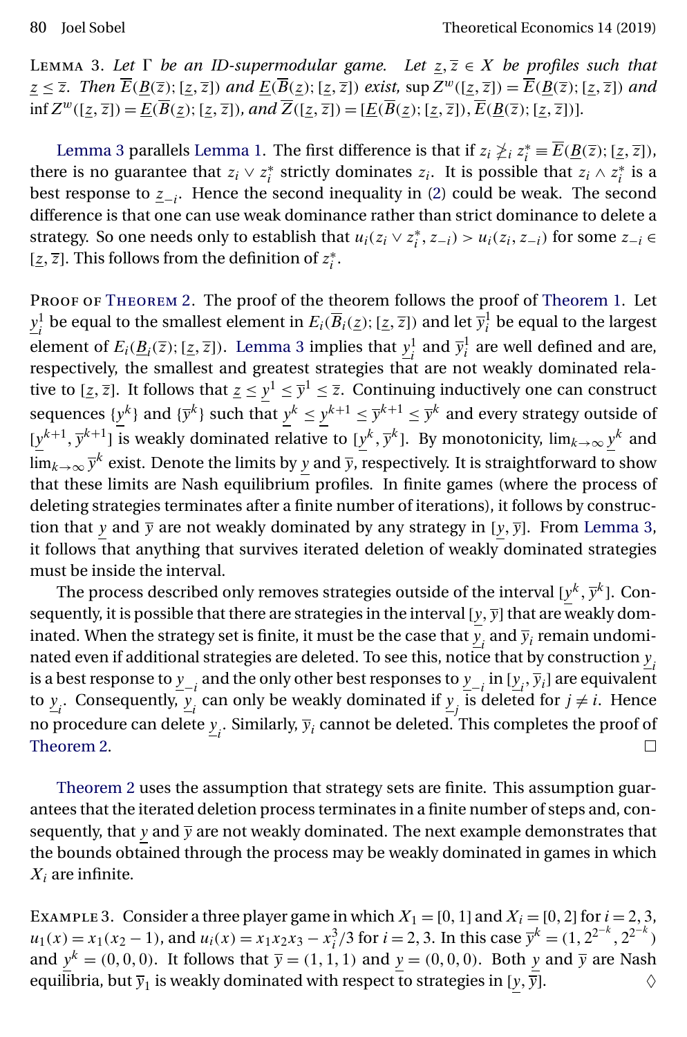Lemma 3. *Let $\Gamma$ be an ID-supermodular game. Let $\underline{z}, \overline{z} \in X$ be profiles such that $\underline{z} \le \overline{z}$. Then $\overline{E}(\underline{B}(\overline{z}); [\underline{z}, \overline{z}])$ and $\underline{E}(\overline{B}(\underline{z}); [\underline{z}, \overline{z}])$ exist, $\sup Z^w([\underline{z}, \overline{z}]) = \overline{E}(\underline{B}(\overline{z}); [\underline{z}, \overline{z}])$ and $\inf Z^w([\underline{z}, \overline{z}]) = \underline{E}(\overline{B}(\underline{z}); [\underline{z}, \overline{z}])$, and $\overline{Z}([\underline{z}, \overline{z}]) = [\underline{E}(\overline{B}(\underline{z}); [\underline{z}, \overline{z}]), \overline{E}(\underline{B}(\overline{z}); [\underline{z}, \overline{z}])]$.*

Lemma 3 parallels Lemma 1. The first difference is that if $z_i \not\ge_i z_i^* \equiv \overline{E}(\underline{B}(\overline{z}); [\underline{z}, \overline{z}])$, there is no guarantee that $z_i \vee z_i^*$ strictly dominates $z_i$. It is possible that $z_i \wedge z_i^*$ is a best response to $\underline{z}_{-i}$. Hence the second inequality in (2) could be weak. The second difference is that one can use weak dominance rather than strict dominance to delete a strategy. So one needs only to establish that $u_i(z_i \vee z_i^*, z_{-i}) > u_i(z_i, z_{-i})$ for some $z_{-i} \in [\underline{z}, \overline{z}]$. This follows from the definition of $z_i^*$.

Proof of Theorem 2. The proof of the theorem follows the proof of Theorem 1. Let $\underline{y}_i^1$ be equal to the smallest element in $E_i(\overline{B}_i(\underline{z}); [\underline{z}, \overline{z}])$ and let $\overline{y}_i^1$ be equal to the largest element of $E_i(\underline{B}_i(\overline{z}); [\underline{z}, \overline{z}])$. Lemma 3 implies that $\underline{y}_i^1$ and $\overline{y}_i^1$ are well defined and are, respectively, the smallest and greatest strategies that are not weakly dominated relative to $[\underline{z}, \overline{z}]$. It follows that $\underline{z} \le \underline{y}^1 \le \overline{y}^1 \le \overline{z}$. Continuing inductively one can construct sequences $\{\underline{y}^k\}$ and $\{\overline{y}^k\}$ such that $\underline{y}^k \le \underline{y}^{k+1} \le \overline{y}^{k+1} \le \overline{y}^k$ and every strategy outside of $[\underline{y}^{k+1}, \overline{y}^{k+1}]$ is weakly dominated relative to $[\underline{y}^k, \overline{y}^k]$. By monotonicity, $\lim_{k\to\infty} \underline{y}^k$ and $\lim_{k\to\infty} \overline{y}^k$ exist. Denote the limits by $\underline{y}$ and $\overline{y}$, respectively. It is straightforward to show that these limits are Nash equilibrium profiles. In finite games (where the process of deleting strategies terminates after a finite number of iterations), it follows by construction that $\underline{y}$ and $\overline{y}$ are not weakly dominated by any strategy in $[\underline{y}, \overline{y}]$. From Lemma 3, it follows that anything that survives iterated deletion of weakly dominated strategies must be inside the interval.

The process described only removes strategies outside of the interval $[\underline{y}^k, \overline{y}^k]$. Consequently, it is possible that there are strategies in the interval $[\underline{y}, \overline{y}]$ that are weakly dominated. When the strategy set is finite, it must be the case that $\underline{y}_i$ and $\overline{y}_i$ remain undominated even if additional strategies are deleted. To see this, notice that by construction $\underline{y}_i$ is a best response to $\underline{y}_{-i}$ and the only other best responses to $\underline{y}_{-i}$ in $[\underline{y}_i, \overline{y}_i]$ are equivalent to $\underline{y}_i$. Consequently, $\underline{y}_i$ can only be weakly dominated if $\underline{y}_j$ is deleted for $j \ne i$. Hence no procedure can delete $\underline{y}_i$. Similarly, $\overline{y}_i$ cannot be deleted. This completes the proof of Theorem 2. □

Theorem 2 uses the assumption that strategy sets are finite. This assumption guarantees that the iterated deletion process terminates in a finite number of steps and, consequently, that $\underline{y}$ and $\overline{y}$ are not weakly dominated. The next example demonstrates that the bounds obtained through the process may be weakly dominated in games in which $X_i$ are infinite.

Example 3. Consider a three player game in which $X_1 = [0, 1]$ and $X_i = [0, 2]$ for $i = 2, 3$, $u_1(x) = x_1(x_2 - 1)$, and $u_i(x) = x_1 x_2 x_3 - x_i^3/3$ for $i = 2, 3$. In this case $\overline{y}^k = (1, 2^{2^{-k}}, 2^{2^{-k}})$ and $\underline{y}^k = (0, 0, 0)$. It follows that $\overline{y} = (1, 1, 1)$ and $\underline{y} = (0, 0, 0)$. Both $\underline{y}$ and $\overline{y}$ are Nash equilibria, but $\overline{y}_1$ is weakly dominated with respect to strategies in $[\underline{y}, \overline{y}]$. ◊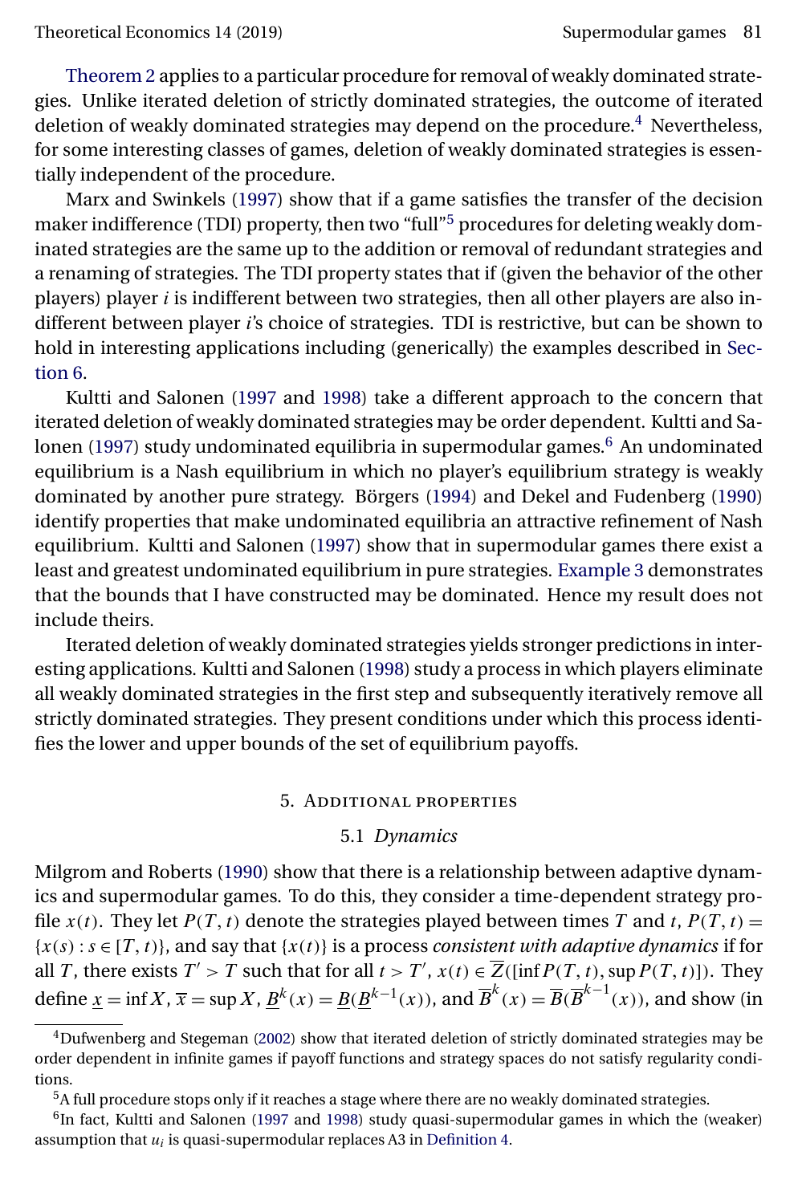Theorem 2 applies to a particular procedure for removal of weakly dominated strategies. Unlike iterated deletion of strictly dominated strategies, the outcome of iterated deletion of weakly dominated strategies may depend on the procedure.[4] Nevertheless, for some interesting classes of games, deletion of weakly dominated strategies is essentially independent of the procedure.

Marx and Swinkels (1997) show that if a game satisfies the transfer of the decision maker indifference (TDI) property, then two "full"[5] procedures for deleting weakly dominated strategies are the same up to the addition or removal of redundant strategies and a renaming of strategies. The TDI property states that if (given the behavior of the other players) player $i$ is indifferent between two strategies, then all other players are also indifferent between player $i$'s choice of strategies. TDI is restrictive, but can be shown to hold in interesting applications including (generically) the examples described in Section 6.

Kultti and Salonen (1997 and 1998) take a different approach to the concern that iterated deletion of weakly dominated strategies may be order dependent. Kultti and Salonen (1997) study undominated equilibria in supermodular games.[6] An undominated equilibrium is a Nash equilibrium in which no player's equilibrium strategy is weakly dominated by another pure strategy. Börgers (1994) and Dekel and Fudenberg (1990) identify properties that make undominated equilibria an attractive refinement of Nash equilibrium. Kultti and Salonen (1997) show that in supermodular games there exist a least and greatest undominated equilibrium in pure strategies. Example 3 demonstrates that the bounds that I have constructed may be dominated. Hence my result does not include theirs.

Iterated deletion of weakly dominated strategies yields stronger predictions in interesting applications. Kultti and Salonen (1998) study a process in which players eliminate all weakly dominated strategies in the first step and subsequently iteratively remove all strictly dominated strategies. They present conditions under which this process identifies the lower and upper bounds of the set of equilibrium payoffs.

## 5. Additional properties

### 5.1 *Dynamics*

Milgrom and Roberts (1990) show that there is a relationship between adaptive dynamics and supermodular games. To do this, they consider a time-dependent strategy profile $x(t)$. They let $P(T, t)$ denote the strategies played between times $T$ and $t$, $P(T, t) = \{x(s) : s \in [T, t)\}$, and say that $\{x(t)\}$ is a process *consistent with adaptive dynamics* if for all $T$, there exists $T' > T$ such that for all $t > T'$, $x(t) \in \overline{Z}([\inf P(T, t), \sup P(T, t)])$. They define $\underline{x} = \inf X$, $\overline{x} = \sup X$, $\underline{B}^k(x) = \underline{B}(\underline{B}^{k-1}(x))$, and $\overline{B}^k(x) = \overline{B}(\overline{B}^{k-1}(x))$, and show (in

[4] Dufwenberg and Stegeman (2002) show that iterated deletion of strictly dominated strategies may be order dependent in infinite games if payoff functions and strategy spaces do not satisfy regularity conditions.

[5] A full procedure stops only if it reaches a stage where there are no weakly dominated strategies.

[6] In fact, Kultti and Salonen (1997 and 1998) study quasi-supermodular games in which the (weaker) assumption that $u_i$ is quasi-supermodular replaces A3 in Definition 4.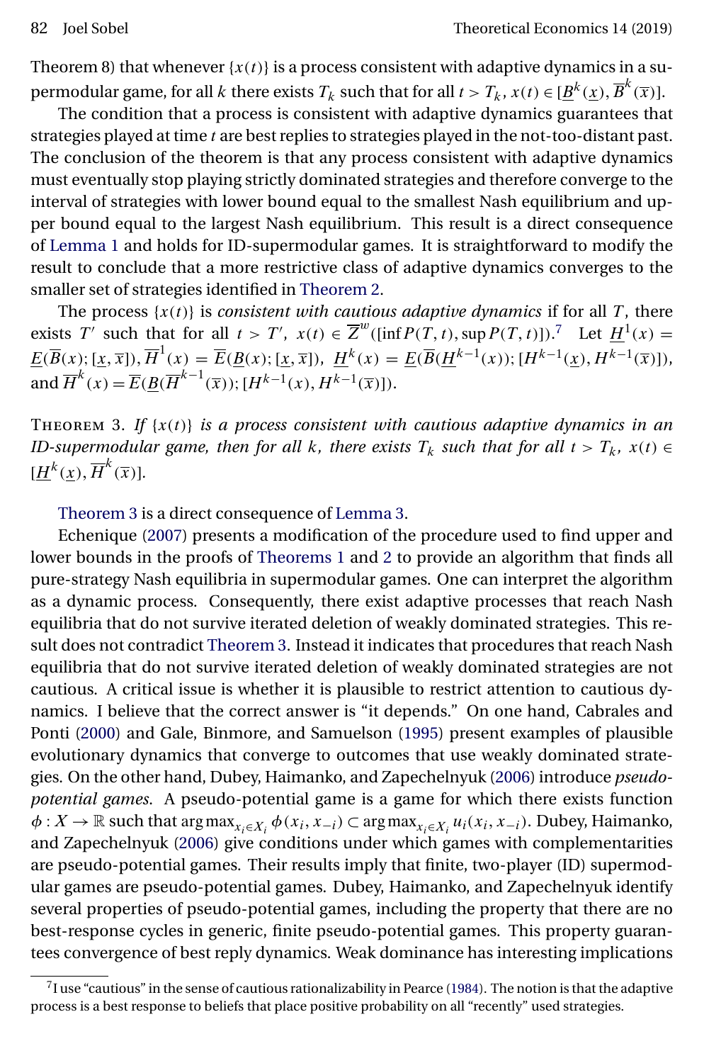Theorem 8) that whenever $\{x(t)\}$ is a process consistent with adaptive dynamics in a supermodular game, for all $k$ there exists $T_k$ such that for all $t > T_k$, $x(t) \in [\underline{B}^k(\underline{x}), \overline{B}^k(\overline{x})]$.

The condition that a process is consistent with adaptive dynamics guarantees that strategies played at time $t$ are best replies to strategies played in the not-too-distant past. The conclusion of the theorem is that any process consistent with adaptive dynamics must eventually stop playing strictly dominated strategies and therefore converge to the interval of strategies with lower bound equal to the smallest Nash equilibrium and upper bound equal to the largest Nash equilibrium. This result is a direct consequence of Lemma 1 and holds for ID-supermodular games. It is straightforward to modify the result to conclude that a more restrictive class of adaptive dynamics converges to the smaller set of strategies identified in Theorem 2.

The process $\{x(t)\}$ is *consistent with cautious adaptive dynamics* if for all $T$, there exists $T'$ such that for all $t > T'$, $x(t) \in \overline{Z}^w([\inf P(T,t), \sup P(T,t)])$.[7] Let $\underline{H}^1(x) = \underline{E}(\overline{B}(x); [\underline{x}, \overline{x}])$, $\overline{H}^1(x) = \overline{E}(\underline{B}(x); [\underline{x}, \overline{x}])$, $\underline{H}^k(x) = \underline{E}(\overline{B}(\underline{H}^{k-1}(x)); [H^{k-1}(\underline{x}), H^{k-1}(\overline{x})])$, and $\overline{H}^k(x) = \overline{E}(\underline{B}(\overline{H}^{k-1}(\overline{x})); [H^{k-1}(x), H^{k-1}(\overline{x})])$.

Theorem 3. *If $\{x(t)\}$ is a process consistent with cautious adaptive dynamics in an ID-supermodular game, then for all $k$, there exists $T_k$ such that for all $t > T_k$, $x(t) \in [\underline{H}^k(\underline{x}), \overline{H}^k(\overline{x})]$.*

Theorem 3 is a direct consequence of Lemma 3.

Echenique (2007) presents a modification of the procedure used to find upper and lower bounds in the proofs of Theorems 1 and 2 to provide an algorithm that finds all pure-strategy Nash equilibria in supermodular games. One can interpret the algorithm as a dynamic process. Consequently, there exist adaptive processes that reach Nash equilibria that do not survive iterated deletion of weakly dominated strategies. This result does not contradict Theorem 3. Instead it indicates that procedures that reach Nash equilibria that do not survive iterated deletion of weakly dominated strategies are not cautious. A critical issue is whether it is plausible to restrict attention to cautious dynamics. I believe that the correct answer is "it depends." On one hand, Cabrales and Ponti (2000) and Gale, Binmore, and Samuelson (1995) present examples of plausible evolutionary dynamics that converge to outcomes that use weakly dominated strategies. On the other hand, Dubey, Haimanko, and Zapechelnyuk (2006) introduce *pseudo-potential games*. A pseudo-potential game is a game for which there exists function $\phi : X \to \mathbb{R}$ such that $\arg\max_{x_i \in X_i} \phi(x_i, x_{-i}) \subset \arg\max_{x_i \in X_i} u_i(x_i, x_{-i})$. Dubey, Haimanko, and Zapechelnyuk (2006) give conditions under which games with complementarities are pseudo-potential games. Their results imply that finite, two-player (ID) supermodular games are pseudo-potential games. Dubey, Haimanko, and Zapechelnyuk identify several properties of pseudo-potential games, including the property that there are no best-response cycles in generic, finite pseudo-potential games. This property guarantees convergence of best reply dynamics. Weak dominance has interesting implications

[7] I use "cautious" in the sense of cautious rationalizability in Pearce (1984). The notion is that the adaptive process is a best response to beliefs that place positive probability on all "recently" used strategies.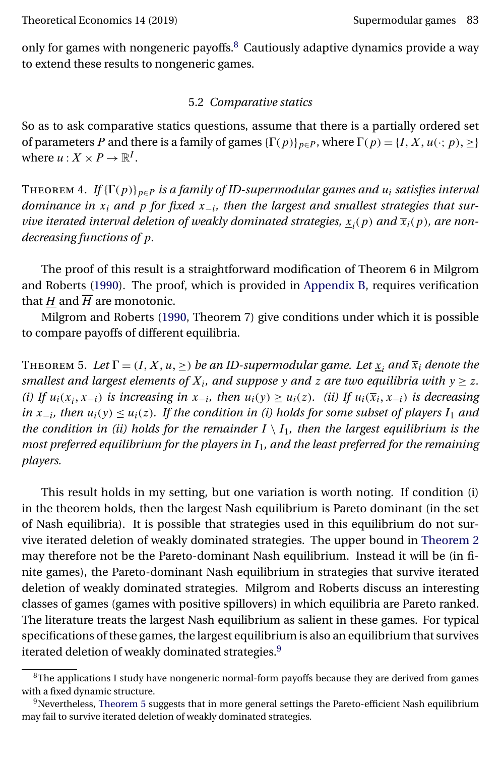only for games with nongeneric payoffs.[8] Cautiously adaptive dynamics provide a way to extend these results to nongeneric games.

### 5.2 *Comparative statics*

So as to ask comparative statics questions, assume that there is a partially ordered set of parameters $P$ and there is a family of games $\{\Gamma(p)\}_{p\in P}$, where $\Gamma(p) = \{I, X, u(\cdot; p), \geq\}$ where $u : X \times P \to \mathbb{R}^I$.

Theorem 4. *If $\{\Gamma(p)\}_{p\in P}$ is a family of ID-supermodular games and $u_i$ satisfies interval dominance in $x_i$ and $p$ for fixed $x_{-i}$, then the largest and smallest strategies that survive iterated interval deletion of weakly dominated strategies, $\underline{x}_i(p)$ and $\overline{x}_i(p)$, are nondecreasing functions of $p$.*

The proof of this result is a straightforward modification of Theorem 6 in Milgrom and Roberts (1990). The proof, which is provided in Appendix B, requires verification that $\underline{H}$ and $\overline{H}$ are monotonic.

Milgrom and Roberts (1990, Theorem 7) give conditions under which it is possible to compare payoffs of different equilibria.

Theorem 5. *Let $\Gamma = (I, X, u, \geq)$ be an ID-supermodular game. Let $\underline{x}_i$ and $\overline{x}_i$ denote the smallest and largest elements of $X_i$, and suppose $y$ and $z$ are two equilibria with $y \geq z$. (i) If $u_i(\underline{x}_i, x_{-i})$ is increasing in $x_{-i}$, then $u_i(y) \geq u_i(z)$. (ii) If $u_i(\overline{x}_i, x_{-i})$ is decreasing in $x_{-i}$, then $u_i(y) \leq u_i(z)$. If the condition in (i) holds for some subset of players $I_1$ and the condition in (ii) holds for the remainder $I \setminus I_1$, then the largest equilibrium is the most preferred equilibrium for the players in $I_1$, and the least preferred for the remaining players.*

This result holds in my setting, but one variation is worth noting. If condition (i) in the theorem holds, then the largest Nash equilibrium is Pareto dominant (in the set of Nash equilibria). It is possible that strategies used in this equilibrium do not survive iterated deletion of weakly dominated strategies. The upper bound in Theorem 2 may therefore not be the Pareto-dominant Nash equilibrium. Instead it will be (in finite games), the Pareto-dominant Nash equilibrium in strategies that survive iterated deletion of weakly dominated strategies. Milgrom and Roberts discuss an interesting classes of games (games with positive spillovers) in which equilibria are Pareto ranked. The literature treats the largest Nash equilibrium as salient in these games. For typical specifications of these games, the largest equilibrium is also an equilibrium that survives iterated deletion of weakly dominated strategies.[9]

[8] The applications I study have nongeneric normal-form payoffs because they are derived from games with a fixed dynamic structure.

[9] Nevertheless, Theorem 5 suggests that in more general settings the Pareto-efficient Nash equilibrium may fail to survive iterated deletion of weakly dominated strategies.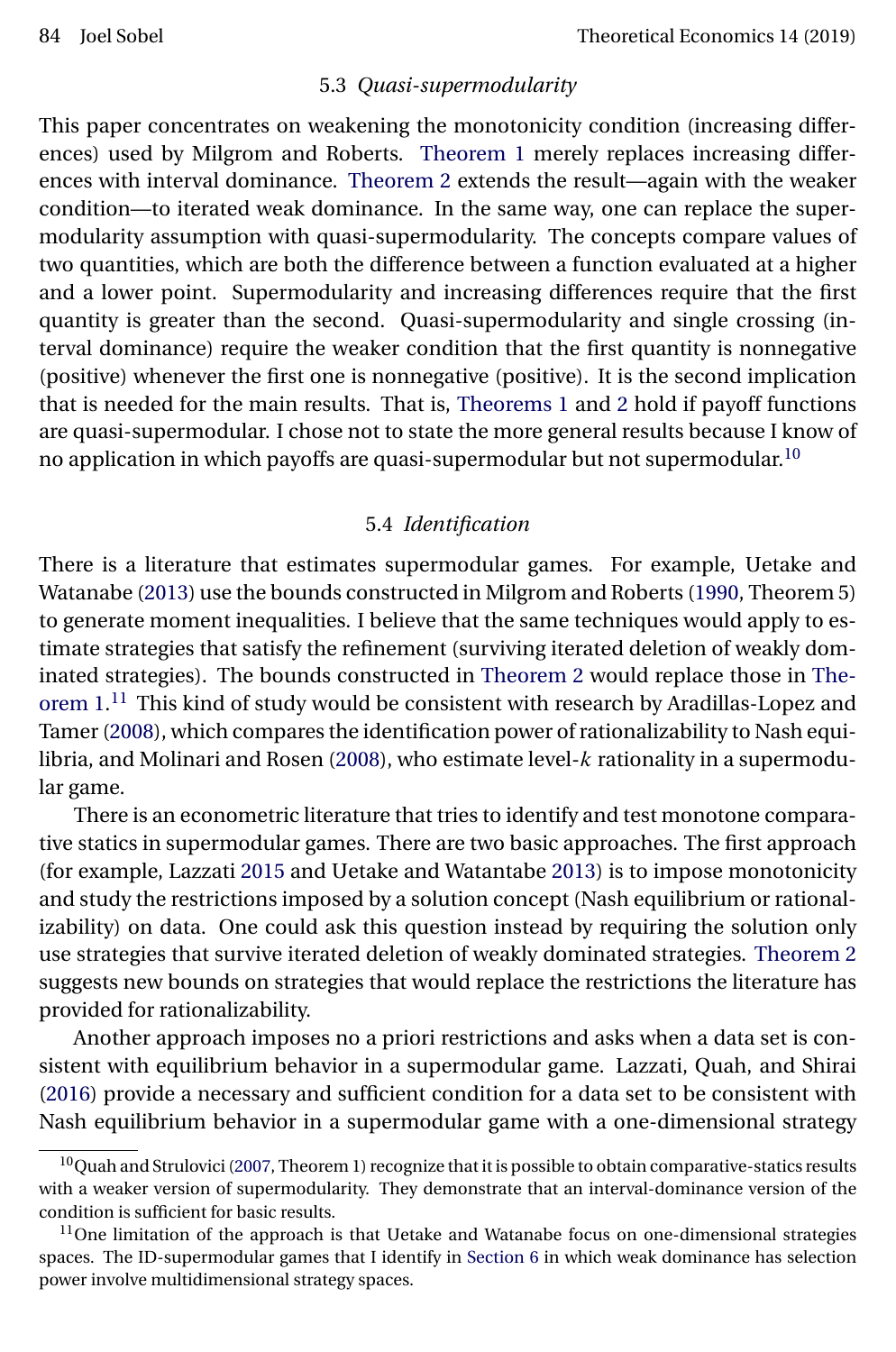### 5.3 *Quasi-supermodularity*

This paper concentrates on weakening the monotonicity condition (increasing differences) used by Milgrom and Roberts. Theorem 1 merely replaces increasing differences with interval dominance. Theorem 2 extends the result—again with the weaker condition—to iterated weak dominance. In the same way, one can replace the supermodularity assumption with quasi-supermodularity. The concepts compare values of two quantities, which are both the difference between a function evaluated at a higher and a lower point. Supermodularity and increasing differences require that the first quantity is greater than the second. Quasi-supermodularity and single crossing (interval dominance) require the weaker condition that the first quantity is nonnegative (positive) whenever the first one is nonnegative (positive). It is the second implication that is needed for the main results. That is, Theorems 1 and 2 hold if payoff functions are quasi-supermodular. I chose not to state the more general results because I know of no application in which payoffs are quasi-supermodular but not supermodular.[10]

### 5.4 *Identification*

There is a literature that estimates supermodular games. For example, Uetake and Watanabe (2013) use the bounds constructed in Milgrom and Roberts (1990, Theorem 5) to generate moment inequalities. I believe that the same techniques would apply to estimate strategies that satisfy the refinement (surviving iterated deletion of weakly dominated strategies). The bounds constructed in Theorem 2 would replace those in Theorem 1.[11] This kind of study would be consistent with research by Aradillas-Lopez and Tamer (2008), which compares the identification power of rationalizability to Nash equilibria, and Molinari and Rosen (2008), who estimate level-$k$ rationality in a supermodular game.

There is an econometric literature that tries to identify and test monotone comparative statics in supermodular games. There are two basic approaches. The first approach (for example, Lazzati 2015 and Uetake and Watantabe 2013) is to impose monotonicity and study the restrictions imposed by a solution concept (Nash equilibrium or rationalizability) on data. One could ask this question instead by requiring the solution only use strategies that survive iterated deletion of weakly dominated strategies. Theorem 2 suggests new bounds on strategies that would replace the restrictions the literature has provided for rationalizability.

Another approach imposes no a priori restrictions and asks when a data set is consistent with equilibrium behavior in a supermodular game. Lazzati, Quah, and Shirai (2016) provide a necessary and sufficient condition for a data set to be consistent with Nash equilibrium behavior in a supermodular game with a one-dimensional strategy

---

[10] Quah and Strulovici (2007, Theorem 1) recognize that it is possible to obtain comparative-statics results with a weaker version of supermodularity. They demonstrate that an interval-dominance version of the condition is sufficient for basic results.

[11] One limitation of the approach is that Uetake and Watanabe focus on one-dimensional strategy spaces. The ID-supermodular games that I identify in Section 6 in which weak dominance has selection power involve multidimensional strategy spaces.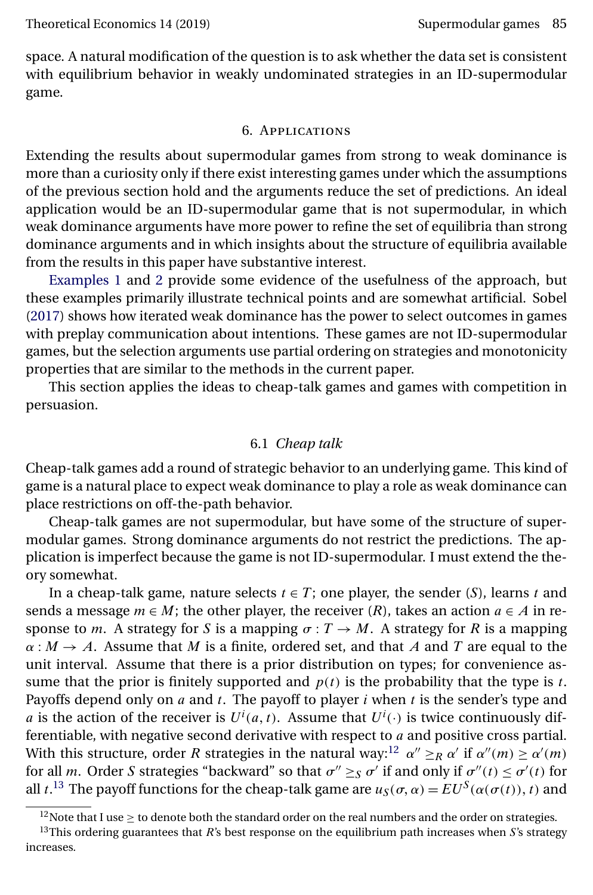space. A natural modification of the question is to ask whether the data set is consistent with equilibrium behavior in weakly undominated strategies in an ID-supermodular game.

## 6. Applications

Extending the results about supermodular games from strong to weak dominance is more than a curiosity only if there exist interesting games under which the assumptions of the previous section hold and the arguments reduce the set of predictions. An ideal application would be an ID-supermodular game that is not supermodular, in which weak dominance arguments have more power to refine the set of equilibria than strong dominance arguments and in which insights about the structure of equilibria available from the results in this paper have substantive interest.

Examples 1 and 2 provide some evidence of the usefulness of the approach, but these examples primarily illustrate technical points and are somewhat artificial. Sobel (2017) shows how iterated weak dominance has the power to select outcomes in games with preplay communication about intentions. These games are not ID-supermodular games, but the selection arguments use partial ordering on strategies and monotonicity properties that are similar to the methods in the current paper.

This section applies the ideas to cheap-talk games and games with competition in persuasion.

### 6.1 *Cheap talk*

Cheap-talk games add a round of strategic behavior to an underlying game. This kind of game is a natural place to expect weak dominance to play a role as weak dominance can place restrictions on off-the-path behavior.

Cheap-talk games are not supermodular, but have some of the structure of supermodular games. Strong dominance arguments do not restrict the predictions. The application is imperfect because the game is not ID-supermodular. I must extend the theory somewhat.

In a cheap-talk game, nature selects $t \in T$; one player, the sender ($S$), learns $t$ and sends a message $m \in M$; the other player, the receiver ($R$), takes an action $a \in A$ in response to $m$. A strategy for $S$ is a mapping $\sigma : T \to M$. A strategy for $R$ is a mapping $\alpha : M \to A$. Assume that $M$ is a finite, ordered set, and that $A$ and $T$ are equal to the unit interval. Assume that there is a prior distribution on types; for convenience assume that the prior is finitely supported and $p(t)$ is the probability that the type is $t$. Payoffs depend only on $a$ and $t$. The payoff to player $i$ when $t$ is the sender's type and $a$ is the action of the receiver is $U^i(a, t)$. Assume that $U^i(\cdot)$ is twice continuously differentiable, with negative second derivative with respect to $a$ and positive cross partial. With this structure, order $R$ strategies in the natural way:[12] $\alpha'' \geq_R \alpha'$ if $\alpha''(m) \geq \alpha'(m)$ for all $m$. Order $S$ strategies "backward" so that $\sigma'' \geq_S \sigma'$ if and only if $\sigma''(t) \leq \sigma'(t)$ for all $t$.[13] The payoff functions for the cheap-talk game are $u_S(\sigma, \alpha) = EU^S(\alpha(\sigma(t)), t)$ and

[12] Note that I use $\geq$ to denote both the standard order on the real numbers and the order on strategies.

[13] This ordering guarantees that $R$'s best response on the equilibrium path increases when $S$'s strategy increases.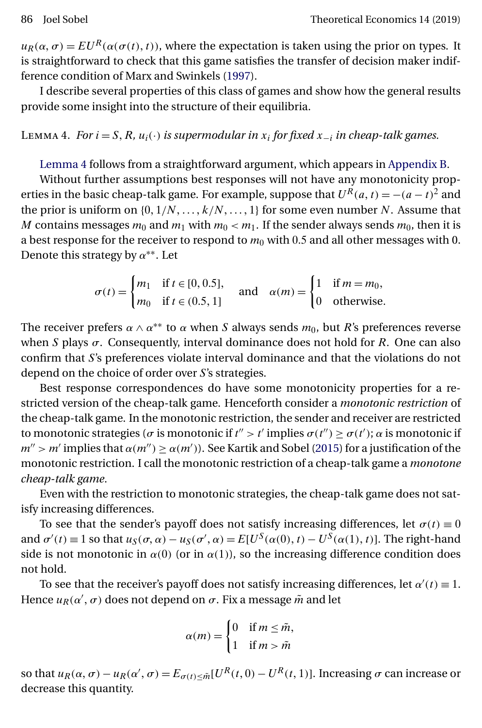$u_R(\alpha, \sigma) = EU^R(\alpha(\sigma(t), t))$, where the expectation is taken using the prior on types. It is straightforward to check that this game satisfies the transfer of decision maker indifference condition of Marx and Swinkels (1997).

I describe several properties of this class of games and show how the general results provide some insight into the structure of their equilibria.

Lemma 4. *For $i = S, R$, $u_i(\cdot)$ is supermodular in $x_i$ for fixed $x_{-i}$ in cheap-talk games.*

Lemma 4 follows from a straightforward argument, which appears in Appendix B.

Without further assumptions best responses will not have any monotonicity properties in the basic cheap-talk game. For example, suppose that $U^R(a, t) = -(a - t)^2$ and the prior is uniform on $\{0, 1/N, \dots, k/N, \dots, 1\}$ for some even number $N$. Assume that $M$ contains messages $m_0$ and $m_1$ with $m_0 < m_1$. If the sender always sends $m_0$, then it is a best response for the receiver to respond to $m_0$ with 0.5 and all other messages with 0. Denote this strategy by $\alpha^{**}$. Let

$$\sigma(t) = \begin{cases} m_1 & \text{if } t \in [0, 0.5], \\ m_0 & \text{if } t \in (0.5, 1] \end{cases} \quad \text{and} \quad \alpha(m) = \begin{cases} 1 & \text{if } m = m_0, \\ 0 & \text{otherwise.} \end{cases}$$

The receiver prefers $\alpha \wedge \alpha^{**}$ to $\alpha$ when $S$ always sends $m_0$, but $R$'s preferences reverse when $S$ plays $\sigma$. Consequently, interval dominance does not hold for $R$. One can also confirm that $S$'s preferences violate interval dominance and that the violations do not depend on the choice of order over $S$'s strategies.

Best response correspondences do have some monotonicity properties for a restricted version of the cheap-talk game. Henceforth consider a *monotonic restriction* of the cheap-talk game. In the monotonic restriction, the sender and receiver are restricted to monotonic strategies ($\sigma$ is monotonic if $t'' > t'$ implies $\sigma(t'') \geq \sigma(t')$; $\alpha$ is monotonic if $m'' > m'$ implies that $\alpha(m'') \geq \alpha(m')$). See Kartik and Sobel (2015) for a justification of the monotonic restriction. I call the monotonic restriction of a cheap-talk game a *monotone cheap-talk game*.

Even with the restriction to monotonic strategies, the cheap-talk game does not satisfy increasing differences.

To see that the sender's payoff does not satisfy increasing differences, let $\sigma(t) \equiv 0$ and $\sigma'(t) \equiv 1$ so that $u_S(\sigma, \alpha) - u_S(\sigma', \alpha) = E[U^S(\alpha(0), t) - U^S(\alpha(1), t)]$. The right-hand side is not monotonic in $\alpha(0)$ (or in $\alpha(1)$), so the increasing difference condition does not hold.

To see that the receiver's payoff does not satisfy increasing differences, let $\alpha'(t) \equiv 1$. Hence $u_R(\alpha', \sigma)$ does not depend on $\sigma$. Fix a message $\tilde{m}$ and let

$$\alpha(m) = \begin{cases} 0 & \text{if } m \leq \tilde{m}, \\ 1 & \text{if } m > \tilde{m} \end{cases}$$

so that $u_R(\alpha, \sigma) - u_R(\alpha', \sigma) = E_{\sigma(t) \leq \tilde{m}}[U^R(t, 0) - U^R(t, 1)]$. Increasing $\sigma$ can increase or decrease this quantity.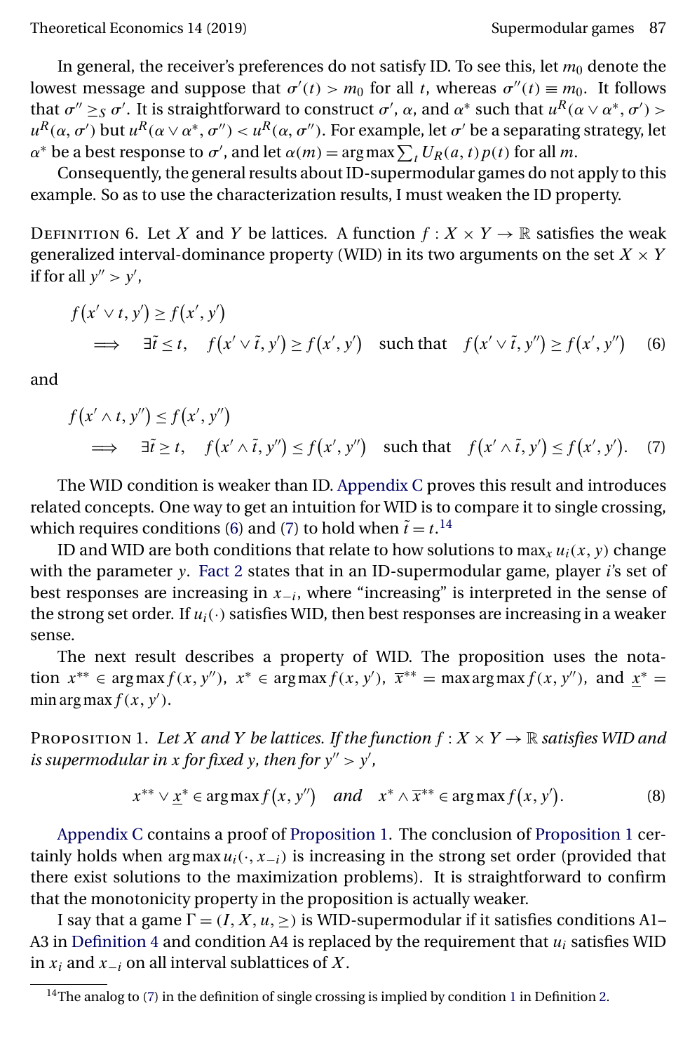In general, the receiver's preferences do not satisfy ID. To see this, let $m_0$ denote the lowest message and suppose that $\sigma'(t) > m_0$ for all $t$, whereas $\sigma''(t) \equiv m_0$. It follows that $\sigma'' \geq_S \sigma'$. It is straightforward to construct $\sigma'$, $\alpha$, and $\alpha^*$ such that $u^R(\alpha \vee \alpha^*, \sigma') > u^R(\alpha, \sigma')$ but $u^R(\alpha \vee \alpha^*, \sigma'') < u^R(\alpha, \sigma'')$. For example, let $\sigma'$ be a separating strategy, let $\alpha^*$ be a best response to $\sigma'$, and let $\alpha(m) = \arg\max \sum_t U_R(a, t) p(t)$ for all $m$.

Consequently, the general results about ID-supermodular games do not apply to this example. So as to use the characterization results, I must weaken the ID property.

Definition 6. Let $X$ and $Y$ be lattices. A function $f : X \times Y \to \mathbb{R}$ satisfies the weak generalized interval-dominance property (WID) in its two arguments on the set $X \times Y$ if for all $y'' > y'$,

$$f(x' \vee t, y') \geq f(x', y') \quad \Longrightarrow \quad \exists \tilde{t} \leq t, \quad f(x' \vee \tilde{t}, y') \geq f(x', y') \quad \text{such that} \quad f(x' \vee \tilde{t}, y'') \geq f(x', y'') \tag{6}$$

and

$$f(x' \wedge t, y'') \leq f(x', y'') \quad \Longrightarrow \quad \exists \tilde{t} \geq t, \quad f(x' \wedge \tilde{t}, y'') \leq f(x', y'') \quad \text{such that} \quad f(x' \wedge \tilde{t}, y') \leq f(x', y'). \tag{7}$$

The WID condition is weaker than ID. Appendix C proves this result and introduces related concepts. One way to get an intuition for WID is to compare it to single crossing, which requires conditions (6) and (7) to hold when $\tilde{t} = t$.[14]

ID and WID are both conditions that relate to how solutions to $\max_x u_i(x, y)$ change with the parameter $y$. Fact 2 states that in an ID-supermodular game, player $i$'s set of best responses are increasing in $x_{-i}$, where "increasing" is interpreted in the sense of the strong set order. If $u_i(\cdot)$ satisfies WID, then best responses are increasing in a weaker sense.

The next result describes a property of WID. The proposition uses the notation $x^{**} \in \arg\max f(x, y'')$, $x^* \in \arg\max f(x, y')$, $\overline{x}^{**} = \max \arg\max f(x, y'')$, and $\underline{x}^* = \min \arg\max f(x, y')$.

Proposition 1. *Let $X$ and $Y$ be lattices. If the function $f : X \times Y \to \mathbb{R}$ satisfies WID and is supermodular in $x$ for fixed $y$, then for $y'' > y'$,*

$$x^{**} \vee \underline{x}^* \in \arg\max f(x, y'') \quad \text{and} \quad x^* \wedge \overline{x}^{**} \in \arg\max f(x, y'). \tag{8}$$

Appendix C contains a proof of Proposition 1. The conclusion of Proposition 1 certainly holds when $\arg\max u_i(\cdot, x_{-i})$ is increasing in the strong set order (provided that there exist solutions to the maximization problems). It is straightforward to confirm that the monotonicity property in the proposition is actually weaker.

I say that a game $\Gamma = (I, X, u, \geq)$ is WID-supermodular if it satisfies conditions A1–A3 in Definition 4 and condition A4 is replaced by the requirement that $u_i$ satisfies WID in $x_i$ and $x_{-i}$ on all interval sublattices of $X$.

[14] The analog to (7) in the definition of single crossing is implied by condition 1 in Definition 2.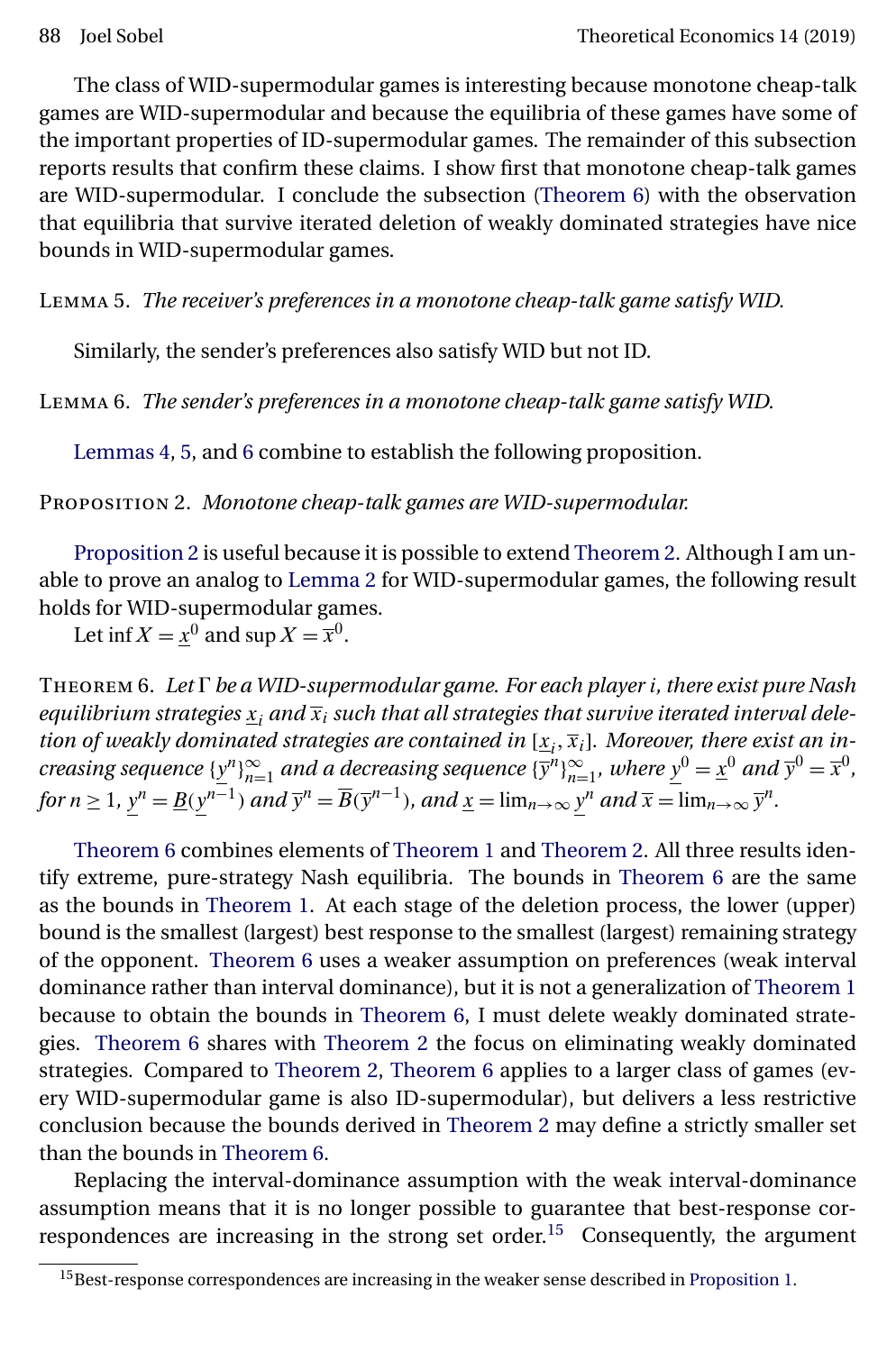The class of WID-supermodular games is interesting because monotone cheap-talk games are WID-supermodular and because the equilibria of these games have some of the important properties of ID-supermodular games. The remainder of this subsection reports results that confirm these claims. I show first that monotone cheap-talk games are WID-supermodular. I conclude the subsection (Theorem 6) with the observation that equilibria that survive iterated deletion of weakly dominated strategies have nice bounds in WID-supermodular games.

LEMMA 5. *The receiver's preferences in a monotone cheap-talk game satisfy WID.*

Similarly, the sender's preferences also satisfy WID but not ID.

LEMMA 6. *The sender's preferences in a monotone cheap-talk game satisfy WID.*

Lemmas 4, 5, and 6 combine to establish the following proposition.

PROPOSITION 2. *Monotone cheap-talk games are WID-supermodular.*

Proposition 2 is useful because it is possible to extend Theorem 2. Although I am unable to prove an analog to Lemma 2 for WID-supermodular games, the following result holds for WID-supermodular games.

Let $\inf X = \underline{x}^0$ and $\sup X = \overline{x}^0$.

THEOREM 6. *Let $\Gamma$ be a WID-supermodular game. For each player $i$, there exist pure Nash equilibrium strategies $\underline{x}_i$ and $\overline{x}_i$ such that all strategies that survive iterated interval deletion of weakly dominated strategies are contained in $[\underline{x}_i, \overline{x}_i]$. Moreover, there exist an increasing sequence $\{\underline{y}^n\}_{n=1}^{\infty}$ and a decreasing sequence $\{\overline{y}^n\}_{n=1}^{\infty}$, where $\underline{y}^0 = \underline{x}^0$ and $\overline{y}^0 = \overline{x}^0$, for $n \geq 1$, $\underline{y}^n = \underline{B}(\underline{y}^{n-1})$ and $\overline{y}^n = \overline{B}(\overline{y}^{n-1})$, and $\underline{x} = \lim_{n\to\infty} \underline{y}^n$ and $\overline{x} = \lim_{n\to\infty} \overline{y}^n$.*

Theorem 6 combines elements of Theorem 1 and Theorem 2. All three results identify extreme, pure-strategy Nash equilibria. The bounds in Theorem 6 are the same as the bounds in Theorem 1. At each stage of the deletion process, the lower (upper) bound is the smallest (largest) best response to the smallest (largest) remaining strategy of the opponent. Theorem 6 uses a weaker assumption on preferences (weak interval dominance rather than interval dominance), but it is not a generalization of Theorem 1 because to obtain the bounds in Theorem 6, I must delete weakly dominated strategies. Theorem 6 shares with Theorem 2 the focus on eliminating weakly dominated strategies. Compared to Theorem 2, Theorem 6 applies to a larger class of games (every WID-supermodular game is also ID-supermodular), but delivers a less restrictive conclusion because the bounds derived in Theorem 2 may define a strictly smaller set than the bounds in Theorem 6.

Replacing the interval-dominance assumption with the weak interval-dominance assumption means that it is no longer possible to guarantee that best-response correspondences are increasing in the strong set order.[15] Consequently, the argument

[15] Best-response correspondences are increasing in the weaker sense described in Proposition 1.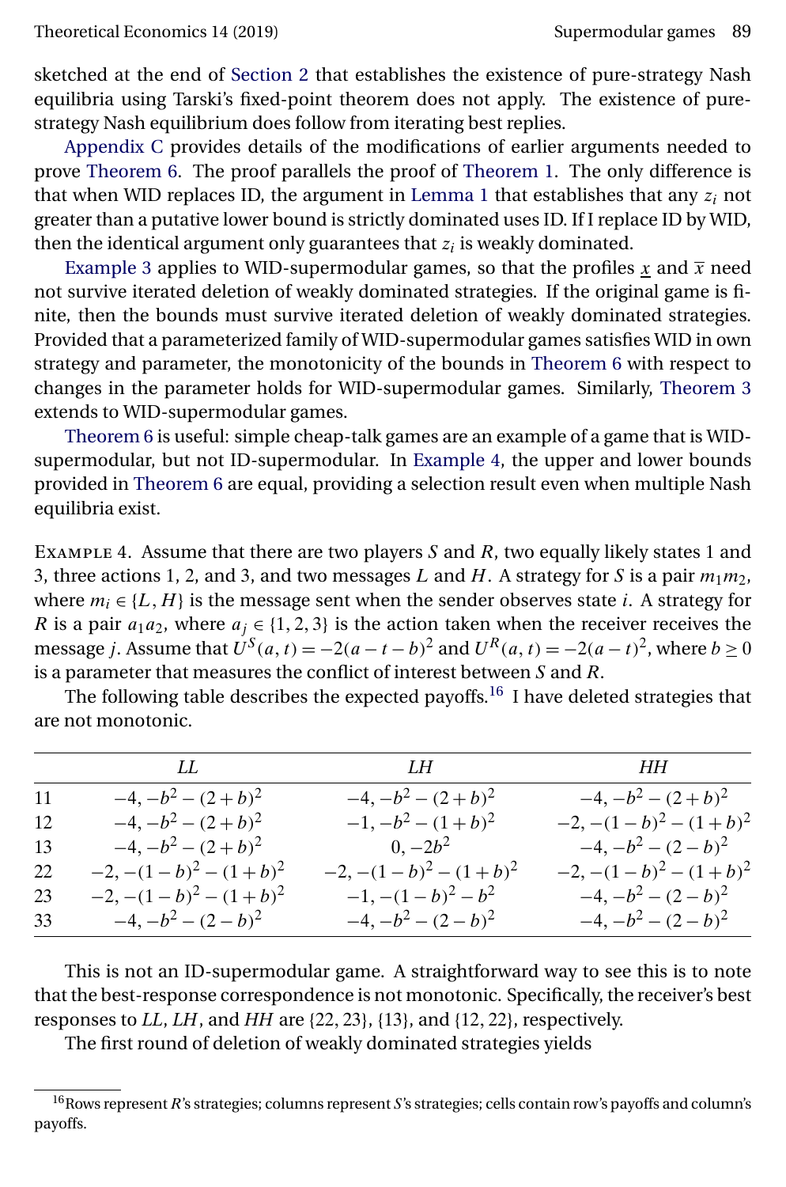sketched at the end of Section 2 that establishes the existence of pure-strategy Nash equilibria using Tarski's fixed-point theorem does not apply. The existence of pure-strategy Nash equilibrium does follow from iterating best replies.

Appendix C provides details of the modifications of earlier arguments needed to prove Theorem 6. The proof parallels the proof of Theorem 1. The only difference is that when WID replaces ID, the argument in Lemma 1 that establishes that any $z_i$ not greater than a putative lower bound is strictly dominated uses ID. If I replace ID by WID, then the identical argument only guarantees that $z_i$ is weakly dominated.

Example 3 applies to WID-supermodular games, so that the profiles $\underline{x}$ and $\overline{x}$ need not survive iterated deletion of weakly dominated strategies. If the original game is finite, then the bounds must survive iterated deletion of weakly dominated strategies. Provided that a parameterized family of WID-supermodular games satisfies WID in own strategy and parameter, the monotonicity of the bounds in Theorem 6 with respect to changes in the parameter holds for WID-supermodular games. Similarly, Theorem 3 extends to WID-supermodular games.

Theorem 6 is useful: simple cheap-talk games are an example of a game that is WID-supermodular, but not ID-supermodular. In Example 4, the upper and lower bounds provided in Theorem 6 are equal, providing a selection result even when multiple Nash equilibria exist.

Example 4. Assume that there are two players $S$ and $R$, two equally likely states 1 and 3, three actions 1, 2, and 3, and two messages $L$ and $H$. A strategy for $S$ is a pair $m_1m_2$, where $m_i \in \{L, H\}$ is the message sent when the sender observes state $i$. A strategy for $R$ is a pair $a_1a_2$, where $a_j \in \{1, 2, 3\}$ is the action taken when the receiver receives the message $j$. Assume that $U^S(a, t) = -2(a - t - b)^2$ and $U^R(a, t) = -2(a - t)^2$, where $b \geq 0$ is a parameter that measures the conflict of interest between $S$ and $R$.

The following table describes the expected payoffs.[16] I have deleted strategies that are not monotonic.

| | $LL$ | $LH$ | $HH$ |
|---|---|---|---|
| 11 | $-4, -b^2 - (2+b)^2$ | $-4, -b^2 - (2+b)^2$ | $-4, -b^2 - (2+b)^2$ |
| 12 | $-4, -b^2 - (2+b)^2$ | $-1, -b^2 - (1+b)^2$ | $-2, -(1-b)^2 - (1+b)^2$ |
| 13 | $-4, -b^2 - (2+b)^2$ | $0, -2b^2$ | $-4, -b^2 - (2-b)^2$ |
| 22 | $-2, -(1-b)^2 - (1+b)^2$ | $-2, -(1-b)^2 - (1+b)^2$ | $-2, -(1-b)^2 - (1+b)^2$ |
| 23 | $-2, -(1-b)^2 - (1+b)^2$ | $-1, -(1-b)^2 - b^2$ | $-4, -b^2 - (2-b)^2$ |
| 33 | $-4, -b^2 - (2-b)^2$ | $-4, -b^2 - (2-b)^2$ | $-4, -b^2 - (2-b)^2$ |

This is not an ID-supermodular game. A straightforward way to see this is to note that the best-response correspondence is not monotonic. Specifically, the receiver's best responses to $LL$, $LH$, and $HH$ are $\{22, 23\}$, $\{13\}$, and $\{12, 22\}$, respectively.

The first round of deletion of weakly dominated strategies yields

[16] Rows represent $R$'s strategies; columns represent $S$'s strategies; cells contain row's payoffs and column's payoffs.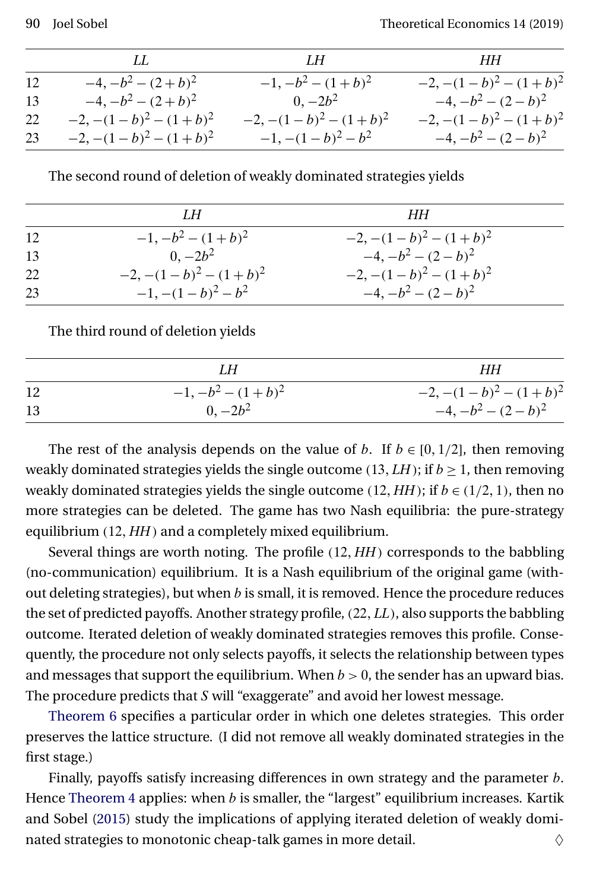| | $LL$ | $LH$ | $HH$ |
|---|---|---|---|
| 12 | $-4, -b^2-(2+b)^2$ | $-1, -b^2-(1+b)^2$ | $-2, -(1-b)^2-(1+b)^2$ |
| 13 | $-4, -b^2-(2+b)^2$ | $0, -2b^2$ | $-4, -b^2-(2-b)^2$ |
| 22 | $-2, -(1-b)^2-(1+b)^2$ | $-2, -(1-b)^2-(1+b)^2$ | $-2, -(1-b)^2-(1+b)^2$ |
| 23 | $-2, -(1-b)^2-(1+b)^2$ | $-1, -(1-b)^2-b^2$ | $-4, -b^2-(2-b)^2$ |

The second round of deletion of weakly dominated strategies yields

| | $LH$ | $HH$ |
|---|---|---|
| 12 | $-1, -b^2-(1+b)^2$ | $-2, -(1-b)^2-(1+b)^2$ |
| 13 | $0, -2b^2$ | $-4, -b^2-(2-b)^2$ |
| 22 | $-2, -(1-b)^2-(1+b)^2$ | $-2, -(1-b)^2-(1+b)^2$ |
| 23 | $-1, -(1-b)^2-b^2$ | $-4, -b^2-(2-b)^2$ |

The third round of deletion yields

| | $LH$ | $HH$ |
|---|---|---|
| 12 | $-1, -b^2-(1+b)^2$ | $-2, -(1-b)^2-(1+b)^2$ |
| 13 | $0, -2b^2$ | $-4, -b^2-(2-b)^2$ |

The rest of the analysis depends on the value of $b$. If $b \in [0, 1/2]$, then removing weakly dominated strategies yields the single outcome $(13, LH)$; if $b \geq 1$, then removing weakly dominated strategies yields the single outcome $(12, HH)$; if $b \in (1/2, 1)$, then no more strategies can be deleted. The game has two Nash equilibria: the pure-strategy equilibrium $(12, HH)$ and a completely mixed equilibrium.

Several things are worth noting. The profile $(12, HH)$ corresponds to the babbling (no-communication) equilibrium. It is a Nash equilibrium of the original game (without deleting strategies), but when $b$ is small, it is removed. Hence the procedure reduces the set of predicted payoffs. Another strategy profile, $(22, LL)$, also supports the babbling outcome. Iterated deletion of weakly dominated strategies removes this profile. Consequently, the procedure not only selects payoffs, it selects the relationship between types and messages that support the equilibrium. When $b > 0$, the sender has an upward bias. The procedure predicts that $S$ will "exaggerate" and avoid her lowest message.

Theorem 6 specifies a particular order in which one deletes strategies. This order preserves the lattice structure. (I did not remove all weakly dominated strategies in the first stage.)

Finally, payoffs satisfy increasing differences in own strategy and the parameter $b$. Hence Theorem 4 applies: when $b$ is smaller, the "largest" equilibrium increases. Kartik and Sobel (2015) study the implications of applying iterated deletion of weakly dominated strategies to monotonic cheap-talk games in more detail. ◊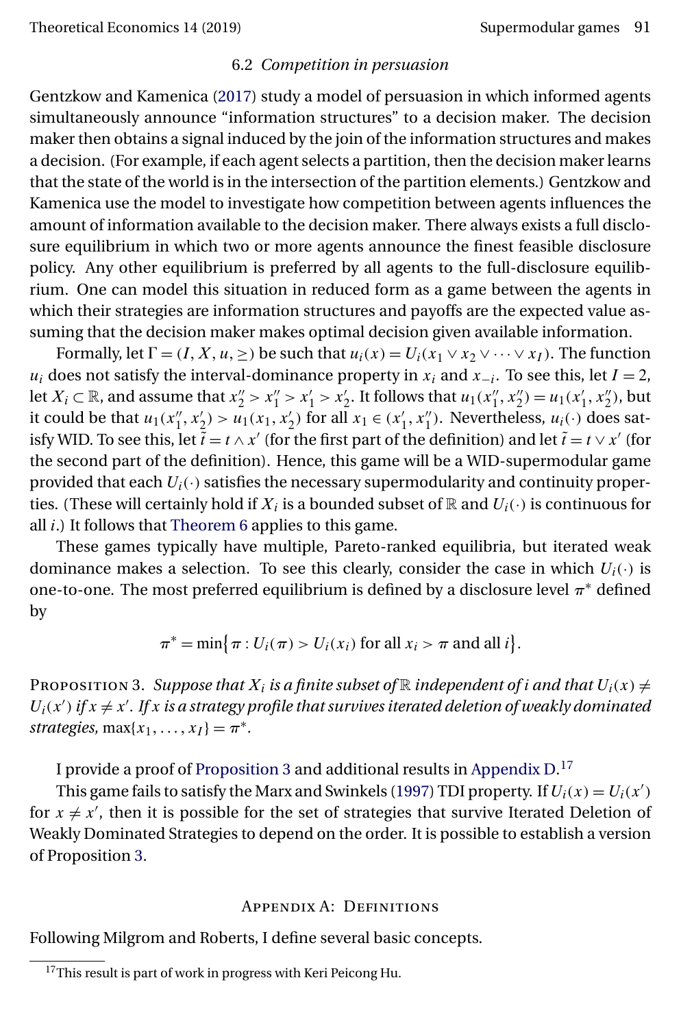### 6.2 *Competition in persuasion*

Gentzkow and Kamenica (2017) study a model of persuasion in which informed agents simultaneously announce "information structures" to a decision maker. The decision maker then obtains a signal induced by the join of the information structures and makes a decision. (For example, if each agent selects a partition, then the decision maker learns that the state of the world is in the intersection of the partition elements.) Gentzkow and Kamenica use the model to investigate how competition between agents influences the amount of information available to the decision maker. There always exists a full disclosure equilibrium in which two or more agents announce the finest feasible disclosure policy. Any other equilibrium is preferred by all agents to the full-disclosure equilibrium. One can model this situation in reduced form as a game between the agents in which their strategies are information structures and payoffs are the expected value assuming that the decision maker makes optimal decision given available information.

Formally, let $\Gamma = (I, X, u, \geq)$ be such that $u_i(x) = U_i(x_1 \vee x_2 \vee \cdots \vee x_I)$. The function $u_i$ does not satisfy the interval-dominance property in $x_i$ and $x_{-i}$. To see this, let $I = 2$, let $X_i \subset \mathbb{R}$, and assume that $x_2'' > x_1'' > x_1' > x_2'$. It follows that $u_1(x_1'', x_2'') = u_1(x_1', x_2'')$, but it could be that $u_1(x_1'', x_2') > u_1(x_1, x_2')$ for all $x_1 \in (x_1', x_1'')$. Nevertheless, $u_i(\cdot)$ does satisfy WID. To see this, let $\tilde{t} = t \wedge x'$ (for the first part of the definition) and let $\tilde{t} = t \vee x'$ (for the second part of the definition). Hence, this game will be a WID-supermodular game provided that each $U_i(\cdot)$ satisfies the necessary supermodularity and continuity properties. (These will certainly hold if $X_i$ is a bounded subset of $\mathbb{R}$ and $U_i(\cdot)$ is continuous for all $i$.) It follows that Theorem 6 applies to this game.

These games typically have multiple, Pareto-ranked equilibria, but iterated weak dominance makes a selection. To see this clearly, consider the case in which $U_i(\cdot)$ is one-to-one. The most preferred equilibrium is defined by a disclosure level $\pi^*$ defined by

$$\pi^* = \min\{\pi : U_i(\pi) > U_i(x_i) \text{ for all } x_i > \pi \text{ and all } i\}.$$

Proposition 3. *Suppose that $X_i$ is a finite subset of $\mathbb{R}$ independent of $i$ and that $U_i(x) \neq U_i(x')$ if $x \neq x'$. If $x$ is a strategy profile that survives iterated deletion of weakly dominated strategies,* $\max\{x_1, \ldots, x_I\} = \pi^*$.

I provide a proof of Proposition 3 and additional results in Appendix D.[17]

This game fails to satisfy the Marx and Swinkels (1997) TDI property. If $U_i(x) = U_i(x')$ for $x \neq x'$, then it is possible for the set of strategies that survive Iterated Deletion of Weakly Dominated Strategies to depend on the order. It is possible to establish a version of Proposition 3.

## Appendix A: Definitions

Following Milgrom and Roberts, I define several basic concepts.

[17] This result is part of work in progress with Keri Peicong Hu.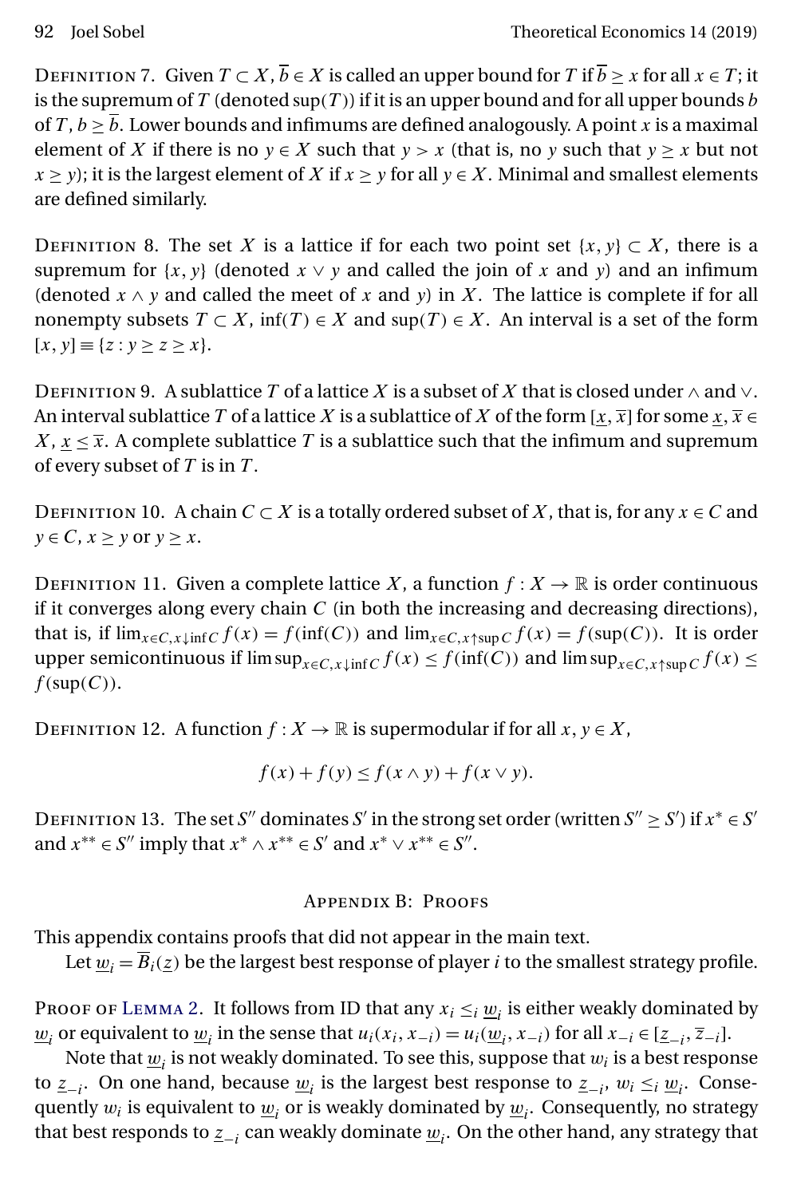Definition 7. Given $T \subset X$, $\overline{b} \in X$ is called an upper bound for $T$ if $\overline{b} \geq x$ for all $x \in T$; it is the supremum of $T$ (denoted $\sup(T)$) if it is an upper bound and for all upper bounds $b$ of $T$, $b \geq \overline{b}$. Lower bounds and infimums are defined analogously. A point $x$ is a maximal element of $X$ if there is no $y \in X$ such that $y > x$ (that is, no $y$ such that $y \geq x$ but not $x \geq y$); it is the largest element of $X$ if $x \geq y$ for all $y \in X$. Minimal and smallest elements are defined similarly.

Definition 8. The set $X$ is a lattice if for each two point set $\{x, y\} \subset X$, there is a supremum for $\{x, y\}$ (denoted $x \vee y$ and called the join of $x$ and $y$) and an infimum (denoted $x \wedge y$ and called the meet of $x$ and $y$) in $X$. The lattice is complete if for all nonempty subsets $T \subset X$, $\inf(T) \in X$ and $\sup(T) \in X$. An interval is a set of the form $[x, y] \equiv \{z : y \geq z \geq x\}$.

Definition 9. A sublattice $T$ of a lattice $X$ is a subset of $X$ that is closed under $\wedge$ and $\vee$. An interval sublattice $T$ of a lattice $X$ is a sublattice of $X$ of the form $[\underline{x}, \overline{x}]$ for some $\underline{x}, \overline{x} \in X$, $\underline{x} \leq \overline{x}$. A complete sublattice $T$ is a sublattice such that the infimum and supremum of every subset of $T$ is in $T$.

Definition 10. A chain $C \subset X$ is a totally ordered subset of $X$, that is, for any $x \in C$ and $y \in C$, $x \geq y$ or $y \geq x$.

Definition 11. Given a complete lattice $X$, a function $f : X \to \mathbb{R}$ is order continuous if it converges along every chain $C$ (in both the increasing and decreasing directions), that is, if $\lim_{x \in C, x \downarrow \inf C} f(x) = f(\inf(C))$ and $\lim_{x \in C, x \uparrow \sup C} f(x) = f(\sup(C))$. It is order upper semicontinuous if $\limsup_{x \in C, x \downarrow \inf C} f(x) \leq f(\inf(C))$ and $\limsup_{x \in C, x \uparrow \sup C} f(x) \leq f(\sup(C))$.

Definition 12. A function $f : X \to \mathbb{R}$ is supermodular if for all $x, y \in X$,

$$f(x) + f(y) \leq f(x \wedge y) + f(x \vee y).$$

Definition 13. The set $S''$ dominates $S'$ in the strong set order (written $S'' \geq S'$) if $x^* \in S'$ and $x^{**} \in S''$ imply that $x^* \wedge x^{**} \in S'$ and $x^* \vee x^{**} \in S''$.

## Appendix B: Proofs

This appendix contains proofs that did not appear in the main text.

Let $\underline{w}_i = \overline{B}_i(\underline{z})$ be the largest best response of player $i$ to the smallest strategy profile.

Proof of Lemma 2. It follows from ID that any $x_i \leq_i \underline{w}_i$ is either weakly dominated by $\underline{w}_i$ or equivalent to $\underline{w}_i$ in the sense that $u_i(x_i, x_{-i}) = u_i(\underline{w}_i, x_{-i})$ for all $x_{-i} \in [\underline{z}_{-i}, \overline{z}_{-i}]$.

Note that $\underline{w}_i$ is not weakly dominated. To see this, suppose that $w_i$ is a best response to $\underline{z}_{-i}$. On one hand, because $\underline{w}_i$ is the largest best response to $\underline{z}_{-i}$, $w_i \leq_i \underline{w}_i$. Consequently $w_i$ is equivalent to $\underline{w}_i$ or is weakly dominated by $\underline{w}_i$. Consequently, no strategy that best responds to $\underline{z}_{-i}$ can weakly dominate $\underline{w}_i$. On the other hand, any strategy that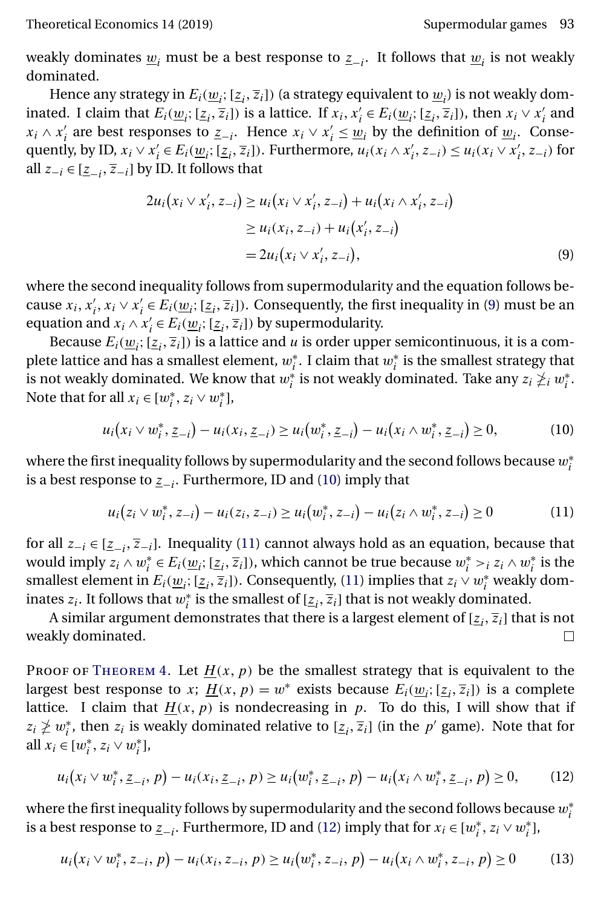weakly dominates $\underline{w}_i$ must be a best response to $\underline{z}_{-i}$. It follows that $\underline{w}_i$ is not weakly dominated.

Hence any strategy in $E_i(\underline{w}_i; [\underline{z}_i, \overline{z}_i])$ (a strategy equivalent to $\underline{w}_i$) is not weakly dominated. I claim that $E_i(\underline{w}_i; [\underline{z}_i, \overline{z}_i])$ is a lattice. If $x_i, x_i' \in E_i(\underline{w}_i; [\underline{z}_i, \overline{z}_i])$, then $x_i \vee x_i'$ and $x_i \wedge x_i'$ are best responses to $\underline{z}_{-i}$. Hence $x_i \vee x_i' \leq \underline{w}_i$ by the definition of $\underline{w}_i$. Consequently, by ID, $x_i \vee x_i' \in E_i(\underline{w}_i; [\underline{z}_i, \overline{z}_i])$. Furthermore, $u_i(x_i \wedge x_i', z_{-i}) \leq u_i(x_i \vee x_i', z_{-i})$ for all $z_{-i} \in [\underline{z}_{-i}, \overline{z}_{-i}]$ by ID. It follows that

$$
\begin{aligned}
2u_i(x_i \vee x_i', z_{-i}) &\geq u_i(x_i \vee x_i', z_{-i}) + u_i(x_i \wedge x_i', z_{-i}) \\
&\geq u_i(x_i, z_{-i}) + u_i(x_i', z_{-i}) \\
&= 2u_i(x_i \vee x_i', z_{-i}),
\end{aligned} \tag{9}
$$

where the second inequality follows from supermodularity and the equation follows because $x_i, x_i', x_i \vee x_i' \in E_i(\underline{w}_i; [\underline{z}_i, \overline{z}_i])$. Consequently, the first inequality in (9) must be an equation and $x_i \wedge x_i' \in E_i(\underline{w}_i; [\underline{z}_i, \overline{z}_i])$ by supermodularity.

Because $E_i(\underline{w}_i; [\underline{z}_i, \overline{z}_i])$ is a lattice and $u$ is order upper semicontinuous, it is a complete lattice and has a smallest element, $w_i^*$. I claim that $w_i^*$ is the smallest strategy that is not weakly dominated. We know that $w_i^*$ is not weakly dominated. Take any $z_i \not\geq_i w_i^*$. Note that for all $x_i \in [w_i^*, z_i \vee w_i^*]$,

$$
u_i(x_i \vee w_i^*, \underline{z}_{-i}) - u_i(x_i, \underline{z}_{-i}) \geq u_i(w_i^*, \underline{z}_{-i}) - u_i(x_i \wedge w_i^*, \underline{z}_{-i}) \geq 0, \tag{10}
$$

where the first inequality follows by supermodularity and the second follows because $w_i^*$ is a best response to $\underline{z}_{-i}$. Furthermore, ID and (10) imply that

$$
u_i(z_i \vee w_i^*, z_{-i}) - u_i(z_i, z_{-i}) \geq u_i(w_i^*, z_{-i}) - u_i(z_i \wedge w_i^*, z_{-i}) \geq 0 \tag{11}
$$

for all $z_{-i} \in [\underline{z}_{-i}, \overline{z}_{-i}]$. Inequality (11) cannot always hold as an equation, because that would imply $z_i \wedge w_i^* \in E_i(\underline{w}_i; [\underline{z}_i, \overline{z}_i])$, which cannot be true because $w_i^* >_i z_i \wedge w_i^*$ is the smallest element in $E_i(\underline{w}_i; [\underline{z}_i, \overline{z}_i])$. Consequently, (11) implies that $z_i \vee w_i^*$ weakly dominates $z_i$. It follows that $w_i^*$ is the smallest of $[\underline{z}_i, \overline{z}_i]$ that is not weakly dominated.

A similar argument demonstrates that there is a largest element of $[\underline{z}_i, \overline{z}_i]$ that is not weakly dominated. □

Proof of Theorem 4. Let $\underline{H}(x, p)$ be the smallest strategy that is equivalent to the largest best response to $x$; $\underline{H}(x, p) = w^*$ exists because $E_i(\underline{w}_i; [\underline{z}_i, \overline{z}_i])$ is a complete lattice. I claim that $\underline{H}(x, p)$ is nondecreasing in $p$. To do this, I will show that if $z_i \not\geq w_i^*$, then $z_i$ is weakly dominated relative to $[\underline{z}_i, \overline{z}_i]$ (in the $p'$ game). Note that for all $x_i \in [w_i^*, z_i \vee w_i^*]$,

$$
u_i(x_i \vee w_i^*, \underline{z}_{-i}, p) - u_i(x_i, \underline{z}_{-i}, p) \geq u_i(w_i^*, \underline{z}_{-i}, p) - u_i(x_i \wedge w_i^*, \underline{z}_{-i}, p) \geq 0, \tag{12}
$$

where the first inequality follows by supermodularity and the second follows because $w_i^*$ is a best response to $\underline{z}_{-i}$. Furthermore, ID and (12) imply that for $x_i \in [w_i^*, z_i \vee w_i^*]$,

$$
u_i(x_i \vee w_i^*, z_{-i}, p) - u_i(x_i, z_{-i}, p) \geq u_i(w_i^*, z_{-i}, p) - u_i(x_i \wedge w_i^*, z_{-i}, p) \geq 0 \tag{13}
$$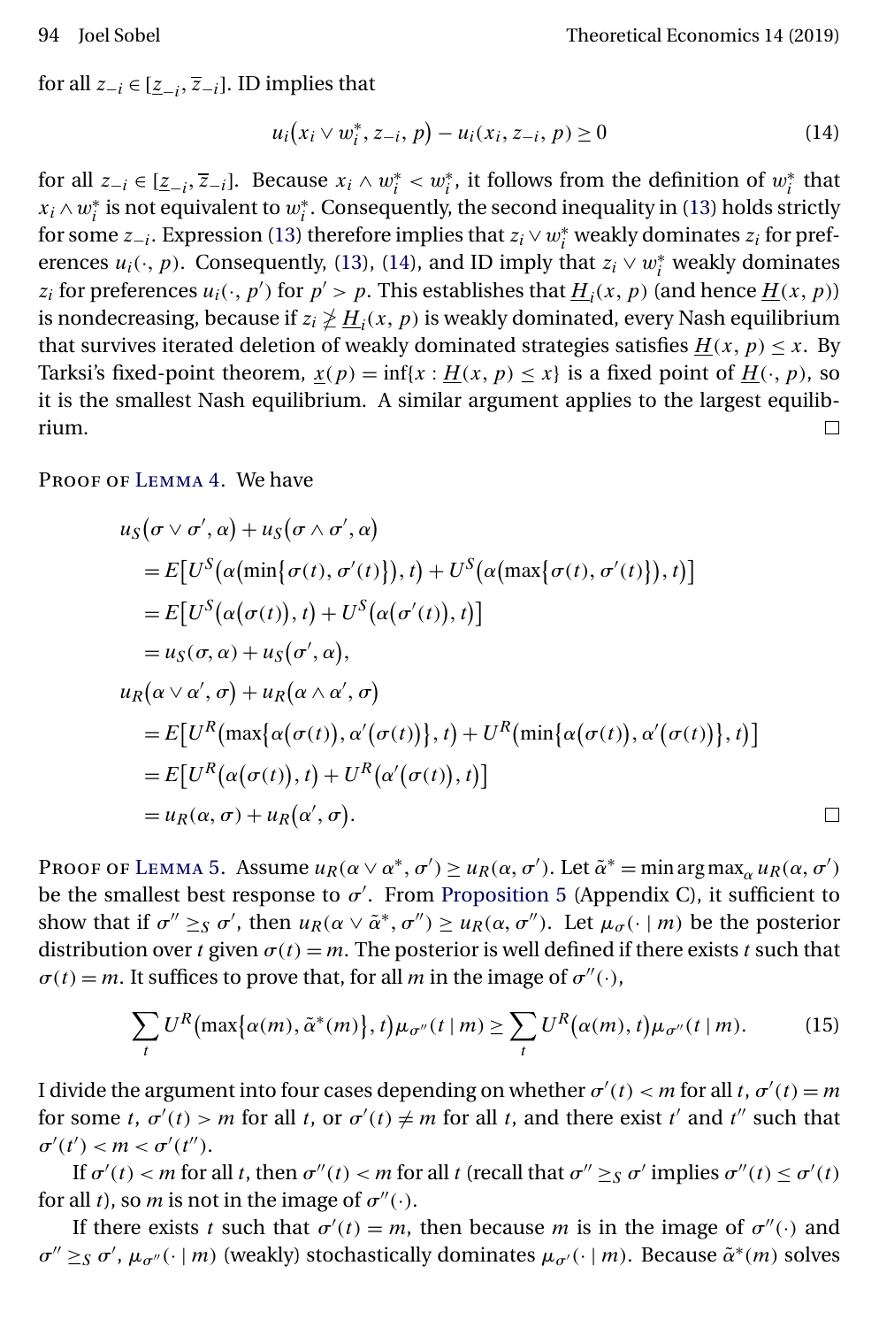for all $z_{-i} \in [\underline{z}_{-i}, \overline{z}_{-i}]$. ID implies that

$$u_i(x_i \vee w_i^*, z_{-i}, p) - u_i(x_i, z_{-i}, p) \geq 0 \tag{14}$$

for all $z_{-i} \in [\underline{z}_{-i}, \overline{z}_{-i}]$. Because $x_i \wedge w_i^* < w_i^*$, it follows from the definition of $w_i^*$ that $x_i \wedge w_i^*$ is not equivalent to $w_i^*$. Consequently, the second inequality in (13) holds strictly for some $z_{-i}$. Expression (13) therefore implies that $z_i \vee w_i^*$ weakly dominates $z_i$ for preferences $u_i(\cdot, p)$. Consequently, (13), (14), and ID imply that $z_i \vee w_i^*$ weakly dominates $z_i$ for preferences $u_i(\cdot, p')$ for $p' > p$. This establishes that $\underline{H}_i(x, p)$ (and hence $\underline{H}(x, p)$) is nondecreasing, because if $z_i \not\geq \underline{H}_i(x, p)$ is weakly dominated, every Nash equilibrium that survives iterated deletion of weakly dominated strategies satisfies $\underline{H}(x, p) \leq x$. By Tarksi's fixed-point theorem, $\underline{x}(p) = \inf\{x : \underline{H}(x, p) \leq x\}$ is a fixed point of $\underline{H}(\cdot, p)$, so it is the smallest Nash equilibrium. A similar argument applies to the largest equilibrium. $\square$

Proof of Lemma 4. We have

$$\begin{aligned}
&u_S(\sigma \vee \sigma', \alpha) + u_S(\sigma \wedge \sigma', \alpha) \\
&\quad = E\big[U^S\big(\alpha\big(\min\{\sigma(t), \sigma'(t)\}\big), t\big) + U^S\big(\alpha\big(\max\{\sigma(t), \sigma'(t)\}\big), t\big)\big] \\
&\quad = E\big[U^S\big(\alpha(\sigma(t)), t\big) + U^S\big(\alpha(\sigma'(t)), t\big)\big] \\
&\quad = u_S(\sigma, \alpha) + u_S(\sigma', \alpha), \\
&u_R(\alpha \vee \alpha', \sigma) + u_R(\alpha \wedge \alpha', \sigma) \\
&\quad = E\big[U^R\big(\max\{\alpha(\sigma(t)), \alpha'(\sigma(t))\}, t\big) + U^R\big(\min\{\alpha(\sigma(t)), \alpha'(\sigma(t))\}, t\big)\big] \\
&\quad = E\big[U^R\big(\alpha(\sigma(t)), t\big) + U^R\big(\alpha'(\sigma(t)), t\big)\big] \\
&\quad = u_R(\alpha, \sigma) + u_R(\alpha', \sigma).
\end{aligned}$$

$\square$

Proof of Lemma 5. Assume $u_R(\alpha \vee \alpha^*, \sigma') \geq u_R(\alpha, \sigma')$. Let $\tilde{\alpha}^* = \min \arg\max_\alpha u_R(\alpha, \sigma')$ be the smallest best response to $\sigma'$. From Proposition 5 (Appendix C), it sufficient to show that if $\sigma'' \geq_S \sigma'$, then $u_R(\alpha \vee \tilde{\alpha}^*, \sigma'') \geq u_R(\alpha, \sigma'')$. Let $\mu_\sigma(\cdot \mid m)$ be the posterior distribution over $t$ given $\sigma(t) = m$. The posterior is well defined if there exists $t$ such that $\sigma(t) = m$. It suffices to prove that, for all $m$ in the image of $\sigma''(\cdot)$,

$$\sum_t U^R\big(\max\{\alpha(m), \tilde{\alpha}^*(m)\}, t\big)\mu_{\sigma''}(t \mid m) \geq \sum_t U^R\big(\alpha(m), t\big)\mu_{\sigma''}(t \mid m). \tag{15}$$

I divide the argument into four cases depending on whether $\sigma'(t) < m$ for all $t$, $\sigma'(t) = m$ for some $t$, $\sigma'(t) > m$ for all $t$, or $\sigma'(t) \neq m$ for all $t$, and there exist $t'$ and $t''$ such that $\sigma'(t') < m < \sigma'(t'')$.

If $\sigma'(t) < m$ for all $t$, then $\sigma''(t) < m$ for all $t$ (recall that $\sigma'' \geq_S \sigma'$ implies $\sigma''(t) \leq \sigma'(t)$ for all $t$), so $m$ is not in the image of $\sigma''(\cdot)$.

If there exists $t$ such that $\sigma'(t) = m$, then because $m$ is in the image of $\sigma''(\cdot)$ and $\sigma'' \geq_S \sigma'$, $\mu_{\sigma''}(\cdot \mid m)$ (weakly) stochastically dominates $\mu_{\sigma'}(\cdot \mid m)$. Because $\tilde{\alpha}^*(m)$ solves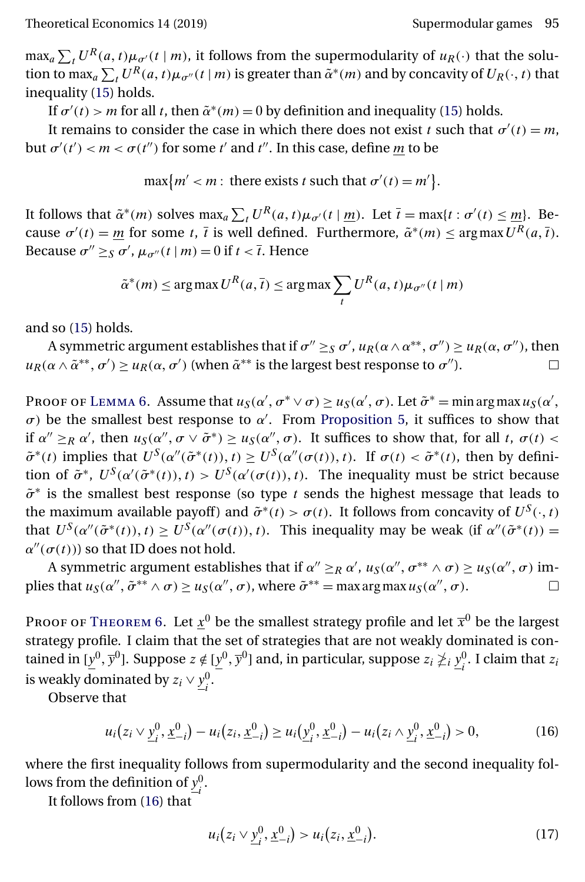$\max_a \sum_t U^R(a,t)\mu_{\sigma'}(t \mid m)$, it follows from the supermodularity of $u_R(\cdot)$ that the solution to $\max_a \sum_t U^R(a,t)\mu_{\sigma''}(t \mid m)$ is greater than $\tilde{\alpha}^*(m)$ and by concavity of $U_R(\cdot,t)$ that inequality (15) holds.

If $\sigma'(t) > m$ for all $t$, then $\tilde{\alpha}^*(m) = 0$ by definition and inequality (15) holds.

It remains to consider the case in which there does not exist $t$ such that $\sigma'(t) = m$, but $\sigma'(t') < m < \sigma(t'')$ for some $t'$ and $t''$. In this case, define $\underline{m}$ to be

$$\max\{m' < m: \text{ there exists } t \text{ such that } \sigma'(t) = m'\}.$$

It follows that $\tilde{\alpha}^*(m)$ solves $\max_a \sum_t U^R(a,t)\mu_{\sigma'}(t \mid \underline{m})$. Let $\bar{t} = \max\{t : \sigma'(t) \leq \underline{m}\}$. Because $\sigma'(t) = \underline{m}$ for some $t$, $\bar{t}$ is well defined. Furthermore, $\tilde{\alpha}^*(m) \leq \arg\max U^R(a,\bar{t})$. Because $\sigma'' \geq_S \sigma'$, $\mu_{\sigma''}(t \mid m) = 0$ if $t < \bar{t}$. Hence

$$\tilde{\alpha}^*(m) \leq \arg\max U^R(a,\bar{t}) \leq \arg\max \sum_t U^R(a,t)\mu_{\sigma''}(t \mid m)$$

and so (15) holds.

A symmetric argument establishes that if $\sigma'' \geq_S \sigma'$, $u_R(\alpha \wedge \alpha^{**}, \sigma'') \geq u_R(\alpha, \sigma'')$, then $u_R(\alpha \wedge \tilde{\alpha}^{**}, \sigma') \geq u_R(\alpha, \sigma')$ (when $\tilde{\alpha}^{**}$ is the largest best response to $\sigma''$). □

Proof of Lemma 6. Assume that $u_S(\alpha', \sigma^* \vee \sigma) \geq u_S(\alpha', \sigma)$. Let $\tilde{\sigma}^* = \min\arg\max u_S(\alpha', \sigma)$ be the smallest best response to $\alpha'$. From Proposition 5, it suffices to show that if $\alpha'' \geq_R \alpha'$, then $u_S(\alpha'', \sigma \vee \tilde{\sigma}^*) \geq u_S(\alpha'', \sigma)$. It suffices to show that, for all $t$, $\sigma(t) < \tilde{\sigma}^*(t)$ implies that $U^S(\alpha''(\tilde{\sigma}^*(t)), t) \geq U^S(\alpha''(\sigma(t)), t)$. If $\sigma(t) < \tilde{\sigma}^*(t)$, then by definition of $\tilde{\sigma}^*$, $U^S(\alpha'(\tilde{\sigma}^*(t)), t) > U^S(\alpha'(\sigma(t)), t)$. The inequality must be strict because $\tilde{\sigma}^*$ is the smallest best response (so type $t$ sends the highest message that leads to the maximum available payoff) and $\tilde{\sigma}^*(t) > \sigma(t)$. It follows from concavity of $U^S(\cdot, t)$ that $U^S(\alpha''(\tilde{\sigma}^*(t)), t) \geq U^S(\alpha''(\sigma(t)), t)$. This inequality may be weak (if $\alpha''(\tilde{\sigma}^*(t)) = \alpha''(\sigma(t))$) so that ID does not hold.

A symmetric argument establishes that if $\alpha'' \geq_R \alpha'$, $u_S(\alpha'', \sigma^{**} \wedge \sigma) \geq u_S(\alpha'', \sigma)$ implies that $u_S(\alpha'', \tilde{\sigma}^{**} \wedge \sigma) \geq u_S(\alpha'', \sigma)$, where $\tilde{\sigma}^{**} = \max\arg\max u_S(\alpha'', \sigma)$. □

Proof of Theorem 6. Let $\underline{x}^0$ be the smallest strategy profile and let $\bar{x}^0$ be the largest strategy profile. I claim that the set of strategies that are not weakly dominated is contained in $[\underline{y}^0, \bar{y}^0]$. Suppose $z \notin [\underline{y}^0, \bar{y}^0]$ and, in particular, suppose $z_i \ngeq_i \underline{y}_i^0$. I claim that $z_i$ is weakly dominated by $z_i \vee \underline{y}_i^0$.

Observe that

$$u_i(z_i \vee \underline{y}_i^0, \underline{x}_{-i}^0) - u_i(z_i, \underline{x}_{-i}^0) \geq u_i(\underline{y}_i^0, \underline{x}_{-i}^0) - u_i(z_i \wedge \underline{y}_i^0, \underline{x}_{-i}^0) > 0, \tag{16}$$

where the first inequality follows from supermodularity and the second inequality follows from the definition of $\underline{y}_i^0$.

It follows from (16) that

$$u_i(z_i \vee \underline{y}_i^0, \underline{x}_{-i}^0) > u_i(z_i, \underline{x}_{-i}^0). \tag{17}$$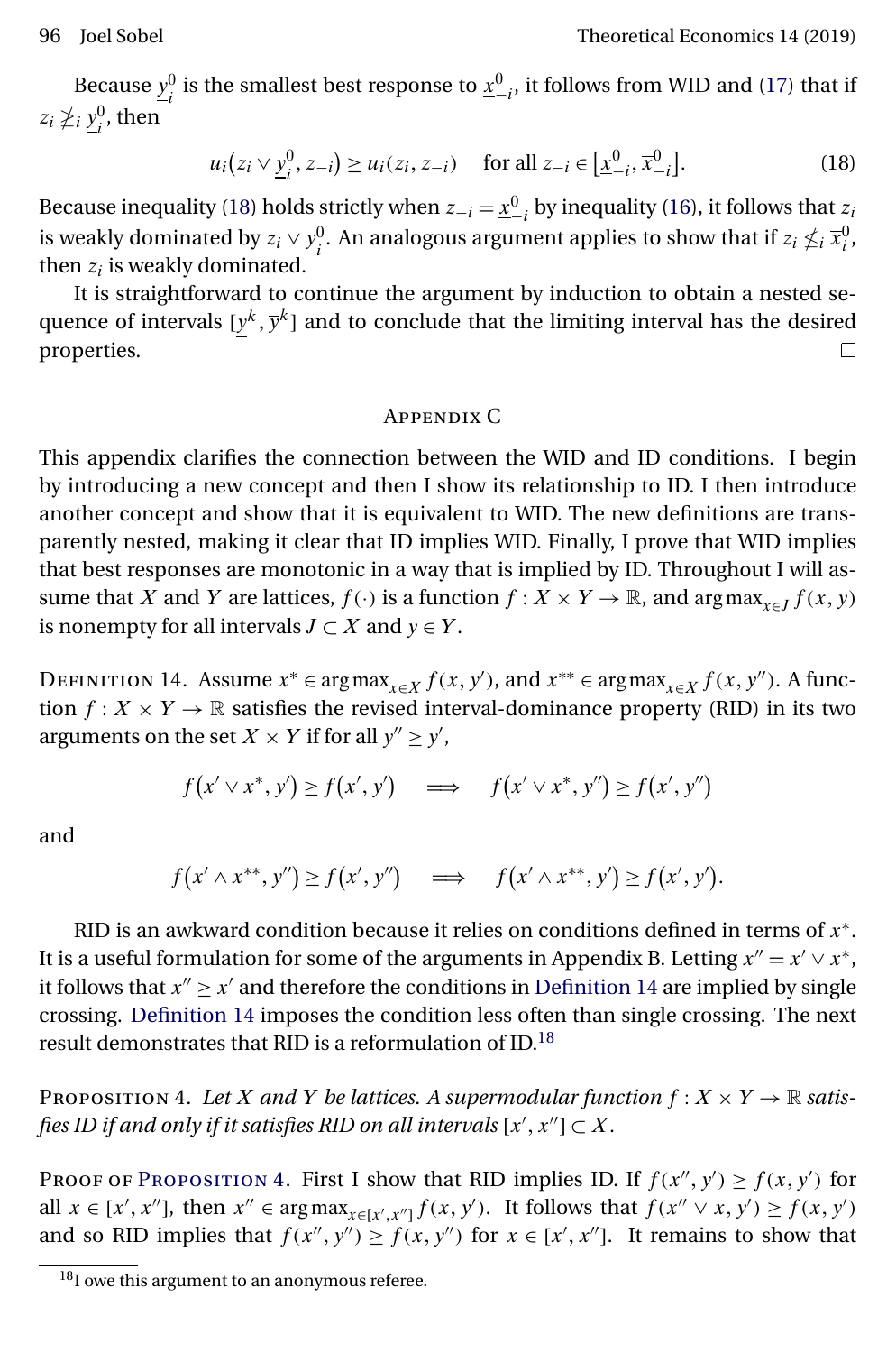Because $\underline{y}_i^0$ is the smallest best response to $\underline{x}_{-i}^0$, it follows from WID and (17) that if $z_i \not\geq_i \underline{y}_i^0$, then

$$u_i(z_i \vee \underline{y}_i^0, z_{-i}) \geq u_i(z_i, z_{-i}) \quad \text{for all } z_{-i} \in [\underline{x}_{-i}^0, \overline{x}_{-i}^0]. \tag{18}$$

Because inequality (18) holds strictly when $z_{-i} = \underline{x}_{-i}^0$ by inequality (16), it follows that $z_i$ is weakly dominated by $z_i \vee \underline{y}_i^0$. An analogous argument applies to show that if $z_i \not\leq_i \overline{x}_i^0$, then $z_i$ is weakly dominated.

It is straightforward to continue the argument by induction to obtain a nested sequence of intervals $[\underline{y}^k, \overline{y}^k]$ and to conclude that the limiting interval has the desired properties. □

## Appendix C

This appendix clarifies the connection between the WID and ID conditions. I begin by introducing a new concept and then I show its relationship to ID. I then introduce another concept and show that it is equivalent to WID. The new definitions are transparently nested, making it clear that ID implies WID. Finally, I prove that WID implies that best responses are monotonic in a way that is implied by ID. Throughout I will assume that $X$ and $Y$ are lattices, $f(\cdot)$ is a function $f : X \times Y \to \mathbb{R}$, and $\arg\max_{x \in J} f(x, y)$ is nonempty for all intervals $J \subset X$ and $y \in Y$.

Definition 14. Assume $x^* \in \arg\max_{x \in X} f(x, y')$, and $x^{**} \in \arg\max_{x \in X} f(x, y'')$. A function $f : X \times Y \to \mathbb{R}$ satisfies the revised interval-dominance property (RID) in its two arguments on the set $X \times Y$ if for all $y'' \geq y'$,

$$f(x' \vee x^*, y') \geq f(x', y') \quad \Longrightarrow \quad f(x' \vee x^*, y'') \geq f(x', y'')$$

and

$$f(x' \wedge x^{**}, y'') \geq f(x', y'') \quad \Longrightarrow \quad f(x' \wedge x^{**}, y') \geq f(x', y').$$

RID is an awkward condition because it relies on conditions defined in terms of $x^*$. It is a useful formulation for some of the arguments in Appendix B. Letting $x'' = x' \vee x^*$, it follows that $x'' \geq x'$ and therefore the conditions in Definition 14 are implied by single crossing. Definition 14 imposes the condition less often than single crossing. The next result demonstrates that RID is a reformulation of ID.[18]

Proposition 4. *Let $X$ and $Y$ be lattices. A supermodular function $f : X \times Y \to \mathbb{R}$ satisfies ID if and only if it satisfies RID on all intervals $[x', x''] \subset X$.*

Proof of Proposition 4. First I show that RID implies ID. If $f(x'', y') \geq f(x, y')$ for all $x \in [x', x'']$, then $x'' \in \arg\max_{x \in [x', x'']} f(x, y')$. It follows that $f(x'' \vee x, y') \geq f(x, y')$ and so RID implies that $f(x'', y'') \geq f(x, y'')$ for $x \in [x', x'']$. It remains to show that

[18] I owe this argument to an anonymous referee.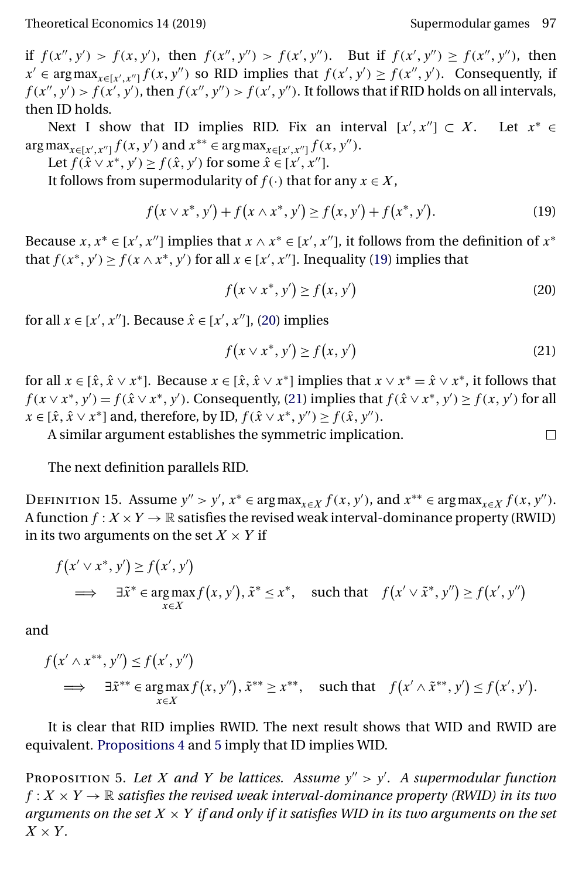if $f(x'', y') > f(x, y')$, then $f(x'', y'') > f(x', y'')$. But if $f(x', y'') \geq f(x'', y'')$, then $x' \in \arg\max_{x \in [x', x'']} f(x, y'')$ so RID implies that $f(x', y') \geq f(x'', y')$. Consequently, if $f(x'', y') > f(x', y')$, then $f(x'', y'') > f(x', y'')$. It follows that if RID holds on all intervals, then ID holds.

Next I show that ID implies RID. Fix an interval $[x', x''] \subset X$. Let $x^* \in \arg\max_{x \in [x', x'']} f(x, y')$ and $x^{**} \in \arg\max_{x \in [x', x'']} f(x, y'')$.

Let $f(\hat{x} \vee x^*, y') \geq f(\hat{x}, y')$ for some $\hat{x} \in [x', x'']$.

It follows from supermodularity of $f(\cdot)$ that for any $x \in X$,

$$f(x \vee x^*, y') + f(x \wedge x^*, y') \geq f(x, y') + f(x^*, y'). \tag{19}$$

Because $x, x^* \in [x', x'']$ implies that $x \wedge x^* \in [x', x'']$, it follows from the definition of $x^*$ that $f(x^*, y') \geq f(x \wedge x^*, y')$ for all $x \in [x', x'']$. Inequality (19) implies that

$$f(x \vee x^*, y') \geq f(x, y') \tag{20}$$

for all $x \in [x', x'']$. Because $\hat{x} \in [x', x'']$, (20) implies

$$f(x \vee x^*, y') \geq f(x, y') \tag{21}$$

for all $x \in [\hat{x}, \hat{x} \vee x^*]$. Because $x \in [\hat{x}, \hat{x} \vee x^*]$ implies that $x \vee x^* = \hat{x} \vee x^*$, it follows that $f(x \vee x^*, y') = f(\hat{x} \vee x^*, y')$. Consequently, (21) implies that $f(\hat{x} \vee x^*, y') \geq f(x, y')$ for all $x \in [\hat{x}, \hat{x} \vee x^*]$ and, therefore, by ID, $f(\hat{x} \vee x^*, y'') \geq f(\hat{x}, y'')$.

A similar argument establishes the symmetric implication. □

The next definition parallels RID.

Definition 15. Assume $y'' > y'$, $x^* \in \arg\max_{x \in X} f(x, y')$, and $x^{**} \in \arg\max_{x \in X} f(x, y'')$. A function $f : X \times Y \to \mathbb{R}$ satisfies the revised weak interval-dominance property (RWID) in its two arguments on the set $X \times Y$ if

$$f(x' \vee x^*, y') \geq f(x', y')$$
$$\implies \quad \exists \tilde{x}^* \in \arg\max_{x \in X} f(x, y'), \tilde{x}^* \leq x^*, \quad \text{such that} \quad f(x' \vee \tilde{x}^*, y'') \geq f(x', y'')$$

and

$$f(x' \wedge x^{**}, y'') \leq f(x', y'')$$
$$\implies \quad \exists \tilde{x}^{**} \in \arg\max_{x \in X} f(x, y''), \tilde{x}^{**} \geq x^{**}, \quad \text{such that} \quad f(x' \wedge \tilde{x}^{**}, y') \leq f(x', y').$$

It is clear that RID implies RWID. The next result shows that WID and RWID are equivalent. Propositions 4 and 5 imply that ID implies WID.

Proposition 5. *Let $X$ and $Y$ be lattices. Assume $y'' > y'$. A supermodular function $f : X \times Y \to \mathbb{R}$ satisfies the revised weak interval-dominance property (RWID) in its two arguments on the set $X \times Y$ if and only if it satisfies WID in its two arguments on the set $X \times Y$.*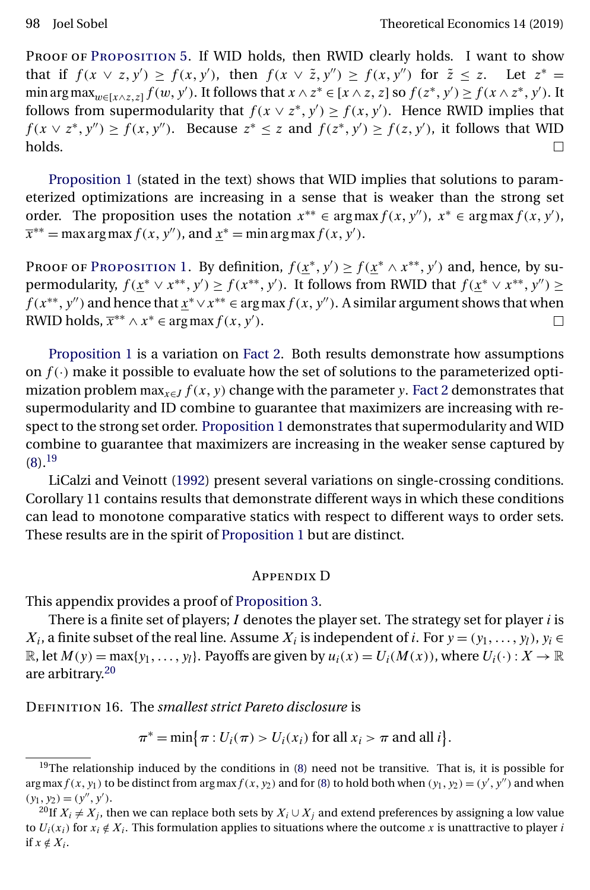Proof of Proposition 5. If WID holds, then RWID clearly holds. I want to show that if $f(x \vee z, y') \geq f(x, y')$, then $f(x \vee \tilde{z}, y'') \geq f(x, y'')$ for $\tilde{z} \leq z$. Let $z^* = \min \arg\max_{w \in [x \wedge z, z]} f(w, y')$. It follows that $x \wedge z^* \in [x \wedge z, z]$ so $f(z^*, y') \geq f(x \wedge z^*, y')$. It follows from supermodularity that $f(x \vee z^*, y') \geq f(x, y')$. Hence RWID implies that $f(x \vee z^*, y'') \geq f(x, y'')$. Because $z^* \leq z$ and $f(z^*, y') \geq f(z, y')$, it follows that WID holds. □

Proposition 1 (stated in the text) shows that WID implies that solutions to parameterized optimizations are increasing in a sense that is weaker than the strong set order. The proposition uses the notation $x^{**} \in \arg\max f(x, y'')$, $x^* \in \arg\max f(x, y')$, $\overline{x}^{**} = \max \arg\max f(x, y'')$, and $\underline{x}^* = \min \arg\max f(x, y')$.

Proof of Proposition 1. By definition, $f(\underline{x}^*, y') \geq f(\underline{x}^* \wedge x^{**}, y')$ and, hence, by supermodularity, $f(\underline{x}^* \vee x^{**}, y') \geq f(x^{**}, y')$. It follows from RWID that $f(\underline{x}^* \vee x^{**}, y'') \geq f(x^{**}, y'')$ and hence that $\underline{x}^* \vee x^{**} \in \arg\max f(x, y'')$. A similar argument shows that when RWID holds, $\overline{x}^{**} \wedge x^* \in \arg\max f(x, y')$. □

Proposition 1 is a variation on Fact 2. Both results demonstrate how assumptions on $f(\cdot)$ make it possible to evaluate how the set of solutions to the parameterized optimization problem $\max_{x \in J} f(x, y)$ change with the parameter $y$. Fact 2 demonstrates that supermodularity and ID combine to guarantee that maximizers are increasing with respect to the strong set order. Proposition 1 demonstrates that supermodularity and WID combine to guarantee that maximizers are increasing in the weaker sense captured by (8).[19]

LiCalzi and Veinott (1992) present several variations on single-crossing conditions. Corollary 11 contains results that demonstrate different ways in which these conditions can lead to monotone comparative statics with respect to different ways to order sets. These results are in the spirit of Proposition 1 but are distinct.

## Appendix D

This appendix provides a proof of Proposition 3.

There is a finite set of players; $I$ denotes the player set. The strategy set for player $i$ is $X_i$, a finite subset of the real line. Assume $X_i$ is independent of $i$. For $y = (y_1, \ldots, y_I)$, $y_i \in \mathbb{R}$, let $M(y) = \max\{y_1, \ldots, y_I\}$. Payoffs are given by $u_i(x) = U_i(M(x))$, where $U_i(\cdot) : X \to \mathbb{R}$ are arbitrary.[20]

Definition 16. The *smallest strict Pareto disclosure* is

$$\pi^* = \min\{\pi : U_i(\pi) > U_i(x_i) \text{ for all } x_i > \pi \text{ and all } i\}.$$

---

[19] The relationship induced by the conditions in (8) need not be transitive. That is, it is possible for $\arg\max f(x, y_1)$ to be distinct from $\arg\max f(x, y_2)$ and for (8) to hold both when $(y_1, y_2) = (y', y'')$ and when $(y_1, y_2) = (y'', y')$.

[20] If $X_i \neq X_j$, then we can replace both sets by $X_i \cup X_j$ and extend preferences by assigning a low value to $U_i(x_i)$ for $x_i \notin X_i$. This formulation applies to situations where the outcome $x$ is unattractive to player $i$ if $x \notin X_i$.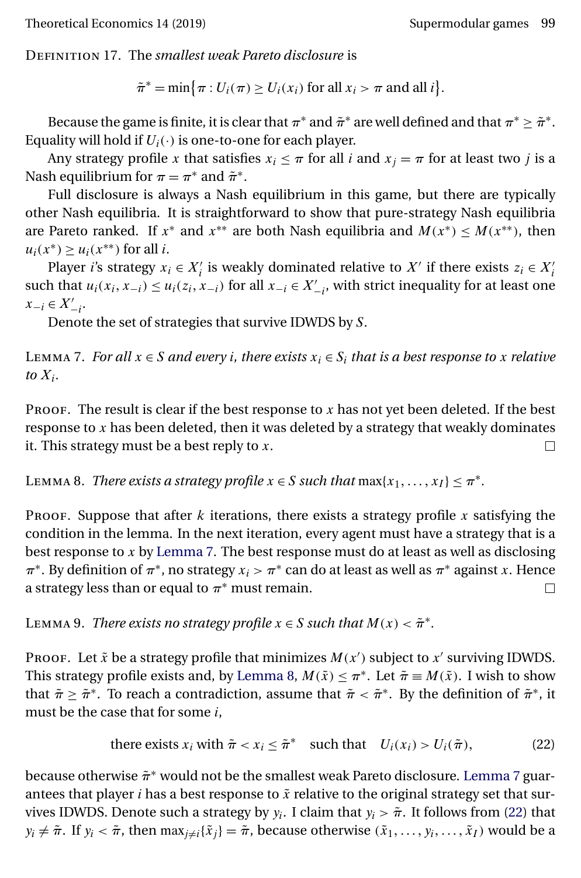Definition 17. The *smallest weak Pareto disclosure* is

$$\tilde{\pi}^* = \min\{\pi : U_i(\pi) \geq U_i(x_i) \text{ for all } x_i > \pi \text{ and all } i\}.$$

Because the game is finite, it is clear that $\pi^*$ and $\tilde{\pi}^*$ are well defined and that $\pi^* \geq \tilde{\pi}^*$. Equality will hold if $U_i(\cdot)$ is one-to-one for each player.

Any strategy profile $x$ that satisfies $x_i \leq \pi$ for all $i$ and $x_j = \pi$ for at least two $j$ is a Nash equilibrium for $\pi = \pi^*$ and $\tilde{\pi}^*$.

Full disclosure is always a Nash equilibrium in this game, but there are typically other Nash equilibria. It is straightforward to show that pure-strategy Nash equilibria are Pareto ranked. If $x^*$ and $x^{**}$ are both Nash equilibria and $M(x^*) \leq M(x^{**})$, then $u_i(x^*) \geq u_i(x^{**})$ for all $i$.

Player $i$'s strategy $x_i \in X'_i$ is weakly dominated relative to $X'$ if there exists $z_i \in X'_i$ such that $u_i(x_i, x_{-i}) \leq u_i(z_i, x_{-i})$ for all $x_{-i} \in X'_{-i}$, with strict inequality for at least one $x_{-i} \in X'_{-i}$.

Denote the set of strategies that survive IDWDS by $S$.

Lemma 7. *For all $x \in S$ and every $i$, there exists $x_i \in S_i$ that is a best response to $x$ relative to $X_i$.*

Proof. The result is clear if the best response to $x$ has not yet been deleted. If the best response to $x$ has been deleted, then it was deleted by a strategy that weakly dominates it. This strategy must be a best reply to $x$. □

Lemma 8. *There exists a strategy profile $x \in S$ such that $\max\{x_1, \ldots, x_I\} \leq \pi^*$.*

Proof. Suppose that after $k$ iterations, there exists a strategy profile $x$ satisfying the condition in the lemma. In the next iteration, every agent must have a strategy that is a best response to $x$ by Lemma 7. The best response must do at least as well as disclosing $\pi^*$. By definition of $\pi^*$, no strategy $x_i > \pi^*$ can do at least as well as $\pi^*$ against $x$. Hence a strategy less than or equal to $\pi^*$ must remain. □

Lemma 9. *There exists no strategy profile $x \in S$ such that $M(x) < \tilde{\pi}^*$.*

Proof. Let $\tilde{x}$ be a strategy profile that minimizes $M(x')$ subject to $x'$ surviving IDWDS. This strategy profile exists and, by Lemma 8, $M(\tilde{x}) \leq \pi^*$. Let $\tilde{\pi} \equiv M(\tilde{x})$. I wish to show that $\tilde{\pi} \geq \tilde{\pi}^*$. To reach a contradiction, assume that $\tilde{\pi} < \tilde{\pi}^*$. By the definition of $\tilde{\pi}^*$, it must be the case that for some $i$,

$$\text{there exists } x_i \text{ with } \tilde{\pi} < x_i \leq \tilde{\pi}^* \quad \text{such that} \quad U_i(x_i) > U_i(\tilde{\pi}), \tag{22}$$

because otherwise $\tilde{\pi}^*$ would not be the smallest weak Pareto disclosure. Lemma 7 guarantees that player $i$ has a best response to $\tilde{x}$ relative to the original strategy set that survives IDWDS. Denote such a strategy by $y_i$. I claim that $y_i > \tilde{\pi}$. It follows from (22) that $y_i \neq \tilde{\pi}$. If $y_i < \tilde{\pi}$, then $\max_{j \neq i}\{\tilde{x}_j\} = \tilde{\pi}$, because otherwise $(\tilde{x}_1, \ldots, y_i, \ldots, \tilde{x}_I)$ would be a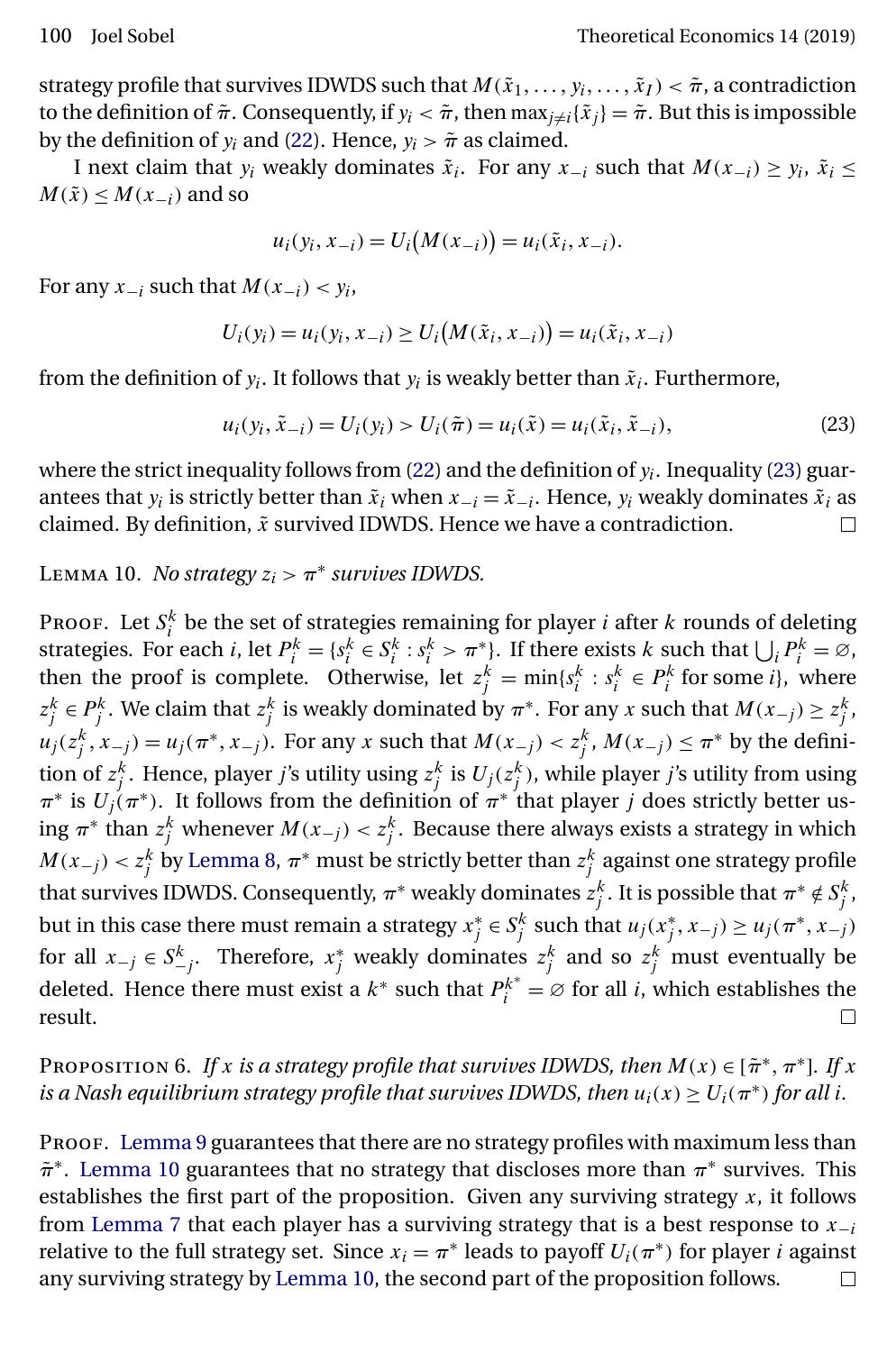strategy profile that survives IDWDS such that $M(\tilde{x}_1, \dots, y_i, \dots, \tilde{x}_I) < \tilde{\pi}$, a contradiction to the definition of $\tilde{\pi}$. Consequently, if $y_i < \tilde{\pi}$, then $\max_{j \neq i}\{\tilde{x}_j\} = \tilde{\pi}$. But this is impossible by the definition of $y_i$ and (22). Hence, $y_i > \tilde{\pi}$ as claimed.

I next claim that $y_i$ weakly dominates $\tilde{x}_i$. For any $x_{-i}$ such that $M(x_{-i}) \geq y_i$, $\tilde{x}_i \leq M(\tilde{x}) \leq M(x_{-i})$ and so

$$u_i(y_i, x_{-i}) = U_i\big(M(x_{-i})\big) = u_i(\tilde{x}_i, x_{-i}).$$

For any $x_{-i}$ such that $M(x_{-i}) < y_i$,

$$U_i(y_i) = u_i(y_i, x_{-i}) \geq U_i\big(M(\tilde{x}_i, x_{-i})\big) = u_i(\tilde{x}_i, x_{-i})$$

from the definition of $y_i$. It follows that $y_i$ is weakly better than $\tilde{x}_i$. Furthermore,

$$u_i(y_i, \tilde{x}_{-i}) = U_i(y_i) > U_i(\tilde{\pi}) = u_i(\tilde{x}) = u_i(\tilde{x}_i, \tilde{x}_{-i}), \tag{23}$$

where the strict inequality follows from (22) and the definition of $y_i$. Inequality (23) guarantees that $y_i$ is strictly better than $\tilde{x}_i$ when $x_{-i} = \tilde{x}_{-i}$. Hence, $y_i$ weakly dominates $\tilde{x}_i$ as claimed. By definition, $\tilde{x}$ survived IDWDS. Hence we have a contradiction. □

Lemma 10. *No strategy $z_i > \pi^*$ survives IDWDS.*

Proof. Let $S_i^k$ be the set of strategies remaining for player $i$ after $k$ rounds of deleting strategies. For each $i$, let $P_i^k = \{s_i^k \in S_i^k : s_i^k > \pi^*\}$. If there exists $k$ such that $\bigcup_i P_i^k = \varnothing$, then the proof is complete. Otherwise, let $z_j^k = \min\{s_i^k : s_i^k \in P_i^k \text{ for some } i\}$, where $z_j^k \in P_j^k$. We claim that $z_j^k$ is weakly dominated by $\pi^*$. For any $x$ such that $M(x_{-j}) \geq z_j^k$, $u_j(z_j^k, x_{-j}) = u_j(\pi^*, x_{-j})$. For any $x$ such that $M(x_{-j}) < z_j^k$, $M(x_{-j}) \leq \pi^*$ by the definition of $z_j^k$. Hence, player $j$'s utility using $z_j^k$ is $U_j(z_j^k)$, while player $j$'s utility from using $\pi^*$ is $U_j(\pi^*)$. It follows from the definition of $\pi^*$ that player $j$ does strictly better using $\pi^*$ than $z_j^k$ whenever $M(x_{-j}) < z_j^k$. Because there always exists a strategy in which $M(x_{-j}) < z_j^k$ by Lemma 8, $\pi^*$ must be strictly better than $z_j^k$ against one strategy profile that survives IDWDS. Consequently, $\pi^*$ weakly dominates $z_j^k$. It is possible that $\pi^* \notin S_j^k$, but in this case there must remain a strategy $x_j^* \in S_j^k$ such that $u_j(x_j^*, x_{-j}) \geq u_j(\pi^*, x_{-j})$ for all $x_{-j} \in S_{-j}^k$. Therefore, $x_j^*$ weakly dominates $z_j^k$ and so $z_j^k$ must eventually be deleted. Hence there must exist a $k^*$ such that $P_i^{k^*} = \varnothing$ for all $i$, which establishes the result. □

Proposition 6. *If $x$ is a strategy profile that survives IDWDS, then $M(x) \in [\tilde{\pi}^*, \pi^*]$. If $x$ is a Nash equilibrium strategy profile that survives IDWDS, then $u_i(x) \geq U_i(\pi^*)$ for all $i$.*

Proof. Lemma 9 guarantees that there are no strategy profiles with maximum less than $\tilde{\pi}^*$. Lemma 10 guarantees that no strategy that discloses more than $\pi^*$ survives. This establishes the first part of the proposition. Given any surviving strategy $x$, it follows from Lemma 7 that each player has a surviving strategy that is a best response to $x_{-i}$ relative to the full strategy set. Since $x_i = \pi^*$ leads to payoff $U_i(\pi^*)$ for player $i$ against any surviving strategy by Lemma 10, the second part of the proposition follows. □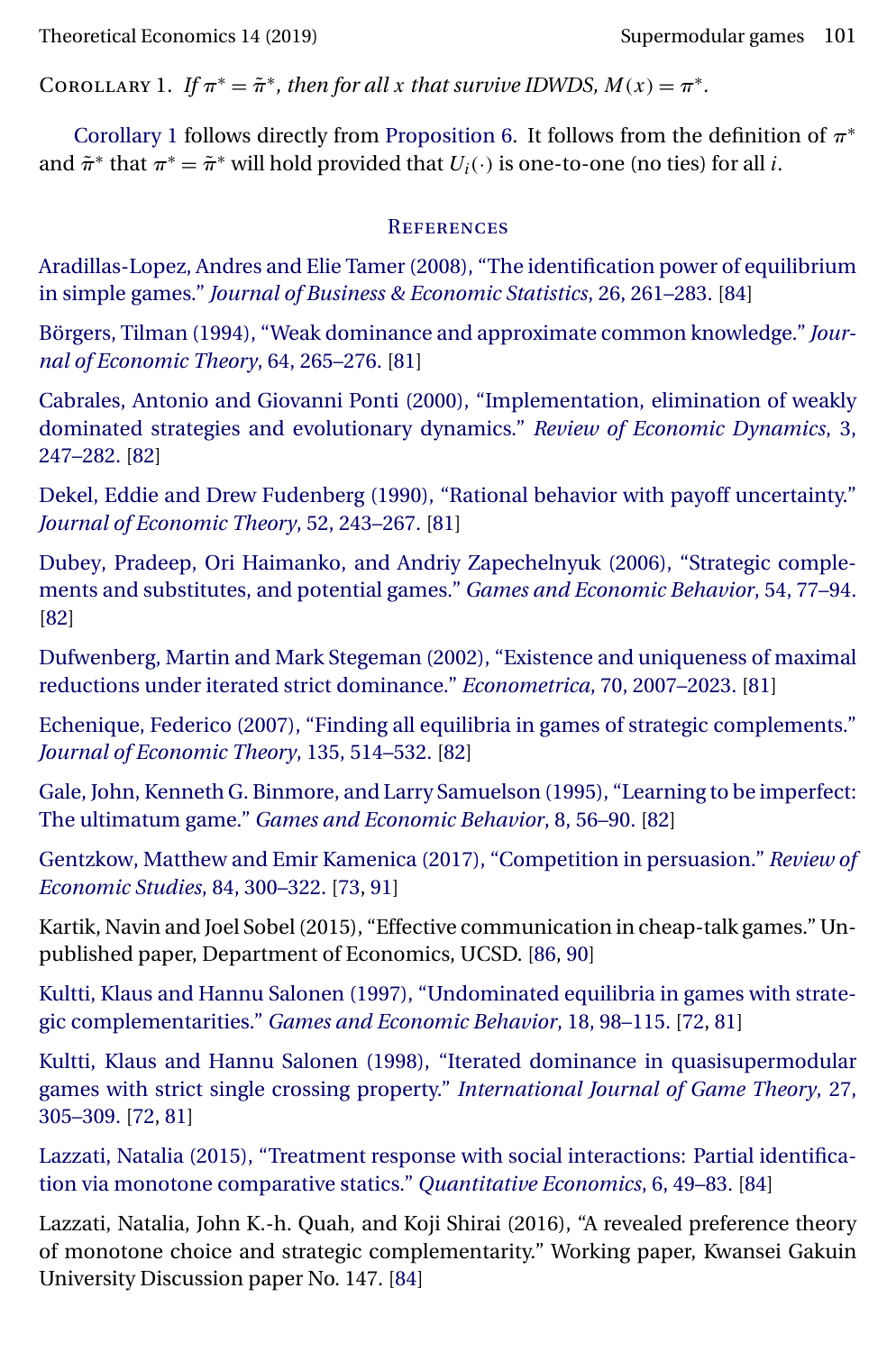Corollary 1. *If $\pi^* = \tilde{\pi}^*$, then for all $x$ that survive IDWDS, $M(x) = \pi^*$.*

Corollary 1 follows directly from Proposition 6. It follows from the definition of $\pi^*$ and $\tilde{\pi}^*$ that $\pi^* = \tilde{\pi}^*$ will hold provided that $U_i(\cdot)$ is one-to-one (no ties) for all $i$.

## References

Aradillas-Lopez, Andres and Elie Tamer (2008), "The identification power of equilibrium in simple games." *Journal of Business & Economic Statistics*, 26, 261–283. [84]

Börgers, Tilman (1994), "Weak dominance and approximate common knowledge." *Journal of Economic Theory*, 64, 265–276. [81]

Cabrales, Antonio and Giovanni Ponti (2000), "Implementation, elimination of weakly dominated strategies and evolutionary dynamics." *Review of Economic Dynamics*, 3, 247–282. [82]

Dekel, Eddie and Drew Fudenberg (1990), "Rational behavior with payoff uncertainty." *Journal of Economic Theory*, 52, 243–267. [81]

Dubey, Pradeep, Ori Haimanko, and Andriy Zapechelnyuk (2006), "Strategic complements and substitutes, and potential games." *Games and Economic Behavior*, 54, 77–94. [82]

Dufwenberg, Martin and Mark Stegeman (2002), "Existence and uniqueness of maximal reductions under iterated strict dominance." *Econometrica*, 70, 2007–2023. [81]

Echenique, Federico (2007), "Finding all equilibria in games of strategic complements." *Journal of Economic Theory*, 135, 514–532. [82]

Gale, John, Kenneth G. Binmore, and Larry Samuelson (1995), "Learning to be imperfect: The ultimatum game." *Games and Economic Behavior*, 8, 56–90. [82]

Gentzkow, Matthew and Emir Kamenica (2017), "Competition in persuasion." *Review of Economic Studies*, 84, 300–322. [73, 91]

Kartik, Navin and Joel Sobel (2015), "Effective communication in cheap-talk games." Unpublished paper, Department of Economics, UCSD. [86, 90]

Kultti, Klaus and Hannu Salonen (1997), "Undominated equilibria in games with strategic complementarities." *Games and Economic Behavior*, 18, 98–115. [72, 81]

Kultti, Klaus and Hannu Salonen (1998), "Iterated dominance in quasisupermodular games with strict single crossing property." *International Journal of Game Theory*, 27, 305–309. [72, 81]

Lazzati, Natalia (2015), "Treatment response with social interactions: Partial identification via monotone comparative statics." *Quantitative Economics*, 6, 49–83. [84]

Lazzati, Natalia, John K.-h. Quah, and Koji Shirai (2016), "A revealed preference theory of monotone choice and strategic complementarity." Working paper, Kwansei Gakuin University Discussion paper No. 147. [84]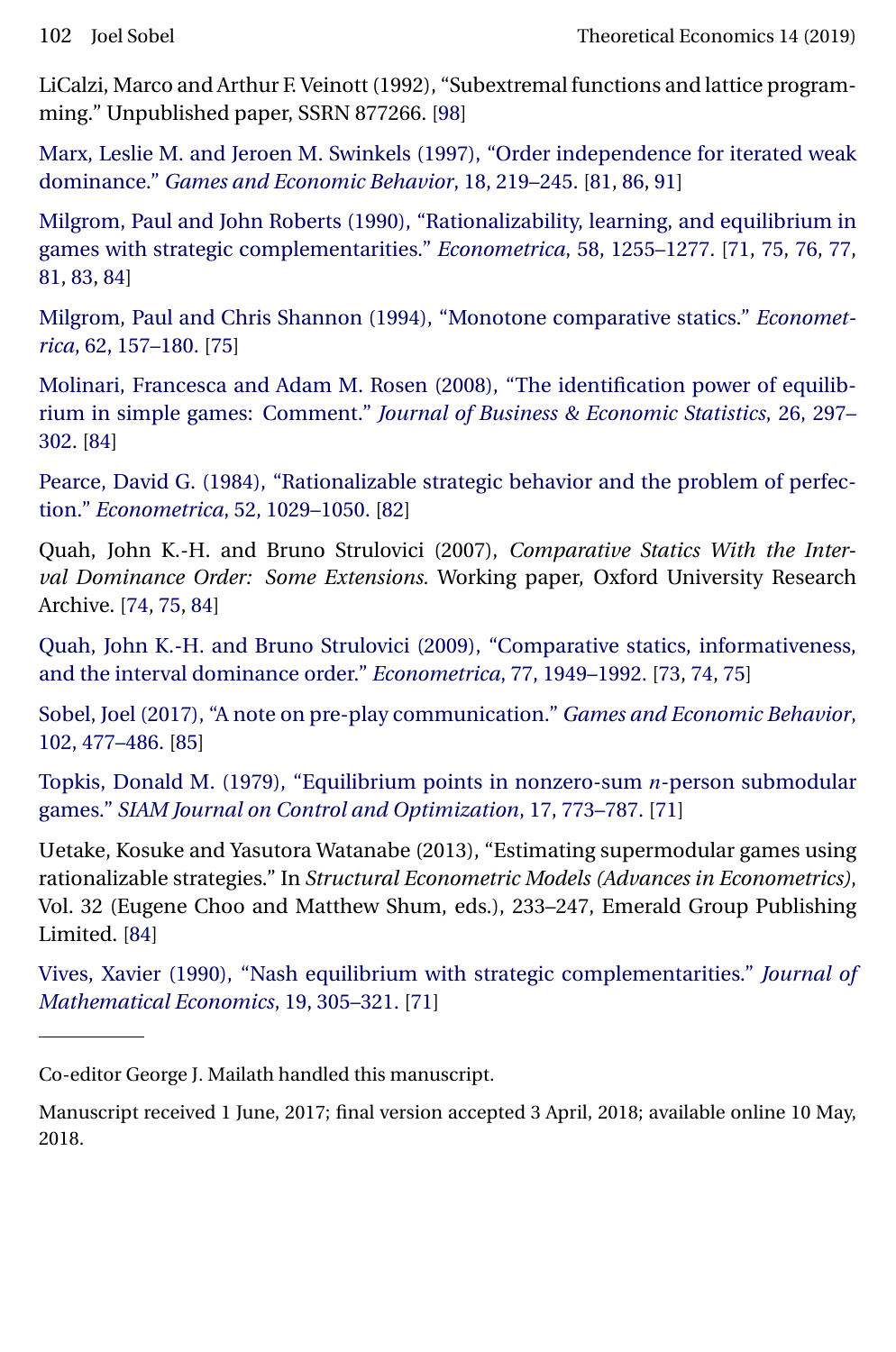LiCalzi, Marco and Arthur F. Veinott (1992), "Subextremal functions and lattice programming." Unpublished paper, SSRN 877266. [98]

Marx, Leslie M. and Jeroen M. Swinkels (1997), "Order independence for iterated weak dominance." *Games and Economic Behavior*, 18, 219–245. [81, 86, 91]

Milgrom, Paul and John Roberts (1990), "Rationalizability, learning, and equilibrium in games with strategic complementarities." *Econometrica*, 58, 1255–1277. [71, 75, 76, 77, 81, 83, 84]

Milgrom, Paul and Chris Shannon (1994), "Monotone comparative statics." *Econometrica*, 62, 157–180. [75]

Molinari, Francesca and Adam M. Rosen (2008), "The identification power of equilibrium in simple games: Comment." *Journal of Business & Economic Statistics*, 26, 297–302. [84]

Pearce, David G. (1984), "Rationalizable strategic behavior and the problem of perfection." *Econometrica*, 52, 1029–1050. [82]

Quah, John K.-H. and Bruno Strulovici (2007), *Comparative Statics With the Interval Dominance Order: Some Extensions*. Working paper, Oxford University Research Archive. [74, 75, 84]

Quah, John K.-H. and Bruno Strulovici (2009), "Comparative statics, informativeness, and the interval dominance order." *Econometrica*, 77, 1949–1992. [73, 74, 75]

Sobel, Joel (2017), "A note on pre-play communication." *Games and Economic Behavior*, 102, 477–486. [85]

Topkis, Donald M. (1979), "Equilibrium points in nonzero-sum $n$-person submodular games." *SIAM Journal on Control and Optimization*, 17, 773–787. [71]

Uetake, Kosuke and Yasutora Watanabe (2013), "Estimating supermodular games using rationalizable strategies." In *Structural Econometric Models (Advances in Econometrics)*, Vol. 32 (Eugene Choo and Matthew Shum, eds.), 233–247, Emerald Group Publishing Limited. [84]

Vives, Xavier (1990), "Nash equilibrium with strategic complementarities." *Journal of Mathematical Economics*, 19, 305–321. [71]

---

Co-editor George J. Mailath handled this manuscript.

Manuscript received 1 June, 2017; final version accepted 3 April, 2018; available online 10 May, 2018.